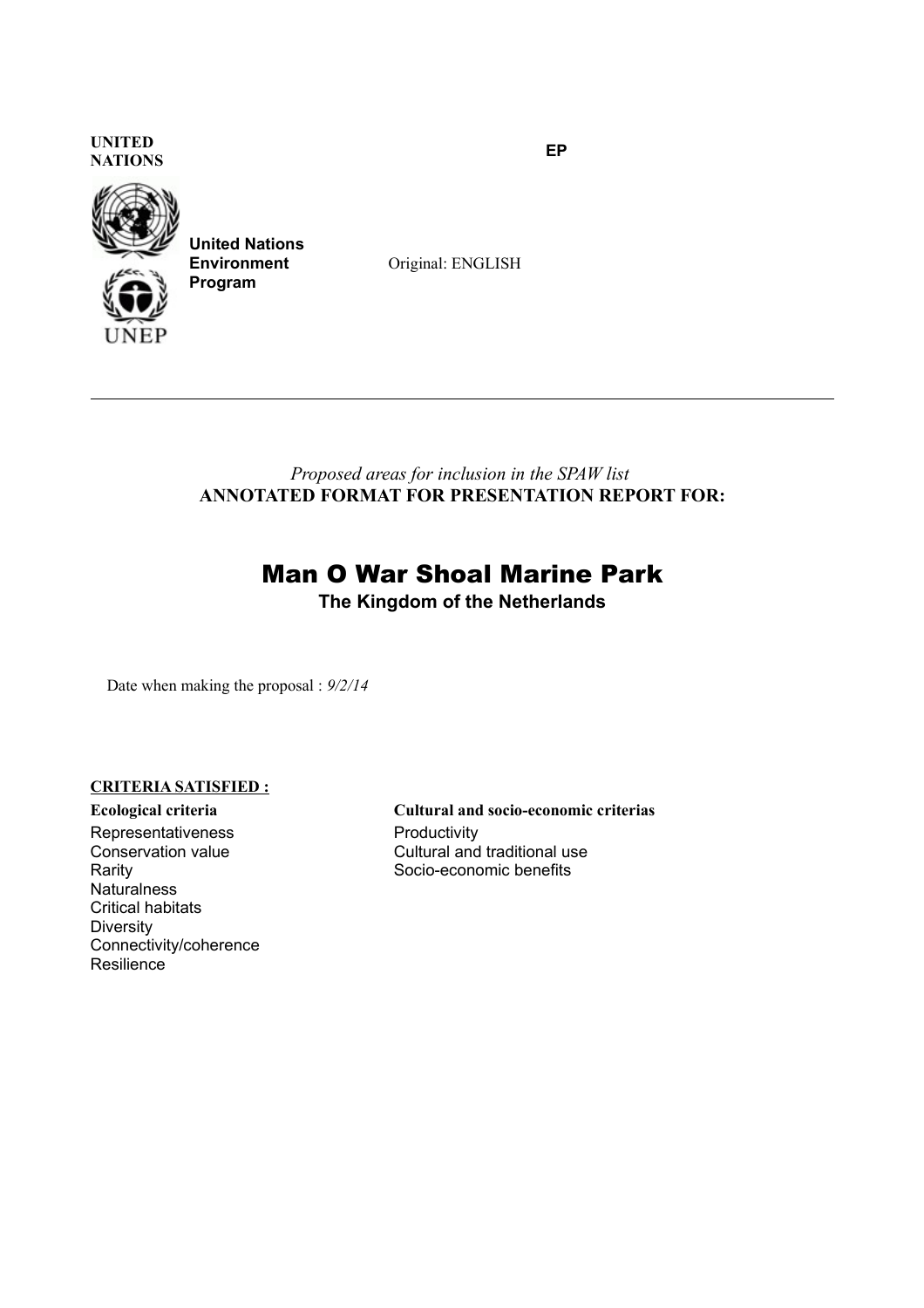UNITED NATIONS

EP

**United Nations Environment Program**

Original: ENGLISH

---

*Proposed areas for inclusion in the SPAW list*

**ANNOTATED FORMAT FOR PRESENTATION REPORT FOR:**

# Man O War Shoal Marine Park

**The Kingdom of the Netherlands**

Date when making the proposal : *9/2/14*

**CRITERIA SATISFIED :**

**Ecological criteria**

- Representativeness
- Conservation value
- Rarity
- Naturalness
- Critical habitats
- Diversity
- Connectivity/coherence
- Resilience

**Cultural and socio-economic criterias**

- Productivity
- Cultural and traditional use
- Socio-economic benefits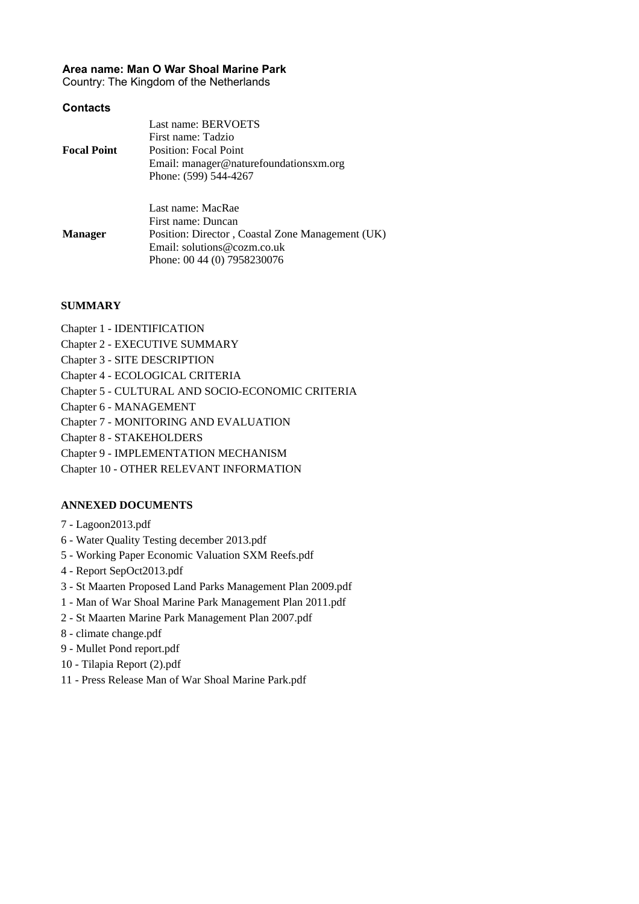**Area name: Man O War Shoal Marine Park**
Country: The Kingdom of the Netherlands

**Contacts**

| | |
|---|---|
| **Focal Point** | Last name: BERVOETS<br>First name: Tadzio<br>Position: Focal Point<br>Email: manager@naturefoundationsxm.org<br>Phone: (599) 544-4267 |
| **Manager** | Last name: MacRae<br>First name: Duncan<br>Position: Director , Coastal Zone Management (UK)<br>Email: solutions@cozm.co.uk<br>Phone: 00 44 (0) 7958230076 |

**SUMMARY**

Chapter 1 - IDENTIFICATION
Chapter 2 - EXECUTIVE SUMMARY
Chapter 3 - SITE DESCRIPTION
Chapter 4 - ECOLOGICAL CRITERIA
Chapter 5 - CULTURAL AND SOCIO-ECONOMIC CRITERIA
Chapter 6 - MANAGEMENT
Chapter 7 - MONITORING AND EVALUATION
Chapter 8 - STAKEHOLDERS
Chapter 9 - IMPLEMENTATION MECHANISM
Chapter 10 - OTHER RELEVANT INFORMATION

**ANNEXED DOCUMENTS**

7 - Lagoon2013.pdf
6 - Water Quality Testing december 2013.pdf
5 - Working Paper Economic Valuation SXM Reefs.pdf
4 - Report SepOct2013.pdf
3 - St Maarten Proposed Land Parks Management Plan 2009.pdf
1 - Man of War Shoal Marine Park Management Plan 2011.pdf
2 - St Maarten Marine Park Management Plan 2007.pdf
8 - climate change.pdf
9 - Mullet Pond report.pdf
10 - Tilapia Report (2).pdf
11 - Press Release Man of War Shoal Marine Park.pdf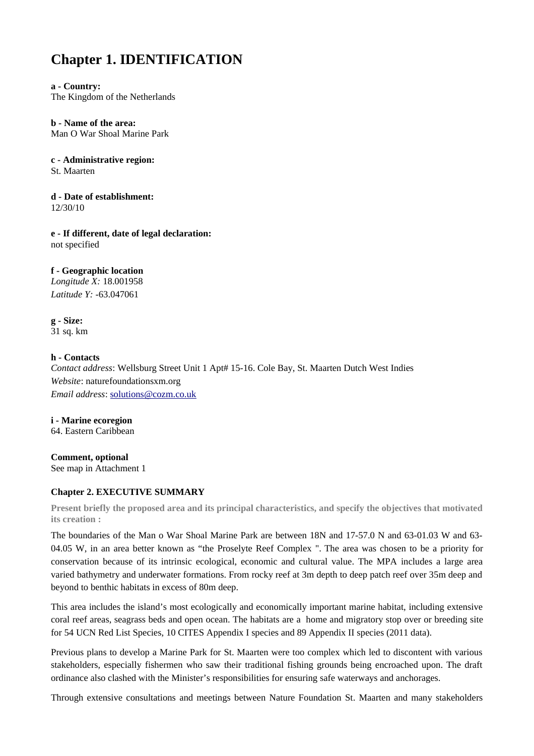# Chapter 1. IDENTIFICATION

**a - Country:**
The Kingdom of the Netherlands

**b - Name of the area:**
Man O War Shoal Marine Park

**c - Administrative region:**
St. Maarten

**d - Date of establishment:**
12/30/10

**e - If different, date of legal declaration:**
not specified

**f - Geographic location**
*Longitude X:* 18.001958
*Latitude Y:* -63.047061

**g - Size:**
31 sq. km

**h - Contacts**
*Contact address*: Wellsburg Street Unit 1 Apt# 15-16. Cole Bay, St. Maarten Dutch West Indies
*Website*: naturefoundationsxm.org
*Email address*: solutions@cozm.co.uk

**i - Marine ecoregion**
64. Eastern Caribbean

**Comment, optional**
See map in Attachment 1

### Chapter 2. EXECUTIVE SUMMARY

**Present briefly the proposed area and its principal characteristics, and specify the objectives that motivated its creation :**

The boundaries of the Man o War Shoal Marine Park are between 18N and 17-57.0 N and 63-01.03 W and 63-04.05 W, in an area better known as "the Proselyte Reef Complex ". The area was chosen to be a priority for conservation because of its intrinsic ecological, economic and cultural value. The MPA includes a large area varied bathymetry and underwater formations. From rocky reef at 3m depth to deep patch reef over 35m deep and beyond to benthic habitats in excess of 80m deep.

This area includes the island's most ecologically and economically important marine habitat, including extensive coral reef areas, seagrass beds and open ocean. The habitats are a home and migratory stop over or breeding site for 54 UCN Red List Species, 10 CITES Appendix I species and 89 Appendix II species (2011 data).

Previous plans to develop a Marine Park for St. Maarten were too complex which led to discontent with various stakeholders, especially fishermen who saw their traditional fishing grounds being encroached upon. The draft ordinance also clashed with the Minister's responsibilities for ensuring safe waterways and anchorages.

Through extensive consultations and meetings between Nature Foundation St. Maarten and many stakeholders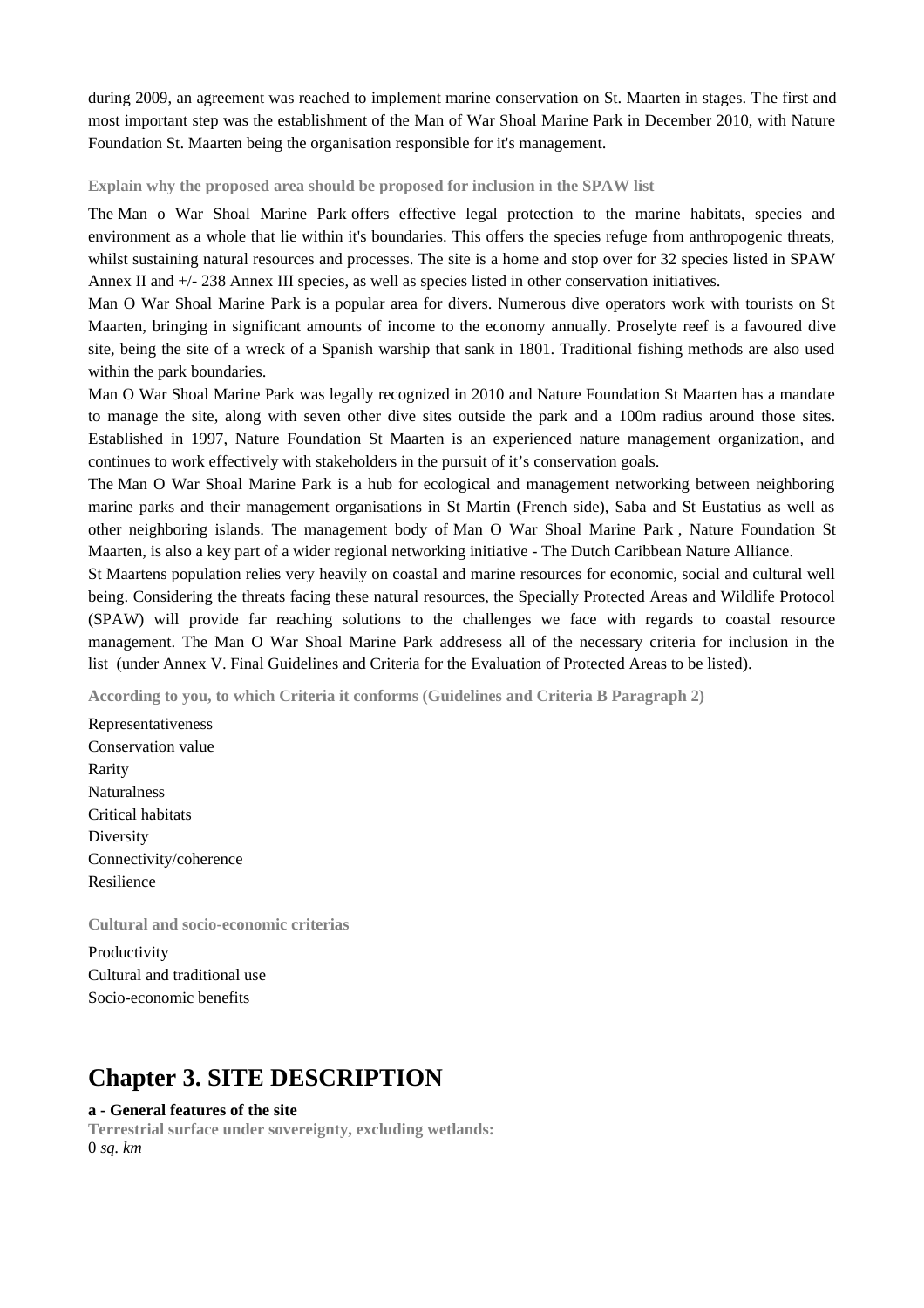during 2009, an agreement was reached to implement marine conservation on St. Maarten in stages. The first and most important step was the establishment of the Man of War Shoal Marine Park in December 2010, with Nature Foundation St. Maarten being the organisation responsible for it's management.

**Explain why the proposed area should be proposed for inclusion in the SPAW list**

The Man o War Shoal Marine Park offers effective legal protection to the marine habitats, species and environment as a whole that lie within it's boundaries. This offers the species refuge from anthropogenic threats, whilst sustaining natural resources and processes. The site is a home and stop over for 32 species listed in SPAW Annex II and +/- 238 Annex III species, as well as species listed in other conservation initiatives.

Man O War Shoal Marine Park is a popular area for divers. Numerous dive operators work with tourists on St Maarten, bringing in significant amounts of income to the economy annually. Proselyte reef is a favoured dive site, being the site of a wreck of a Spanish warship that sank in 1801. Traditional fishing methods are also used within the park boundaries.

Man O War Shoal Marine Park was legally recognized in 2010 and Nature Foundation St Maarten has a mandate to manage the site, along with seven other dive sites outside the park and a 100m radius around those sites. Established in 1997, Nature Foundation St Maarten is an experienced nature management organization, and continues to work effectively with stakeholders in the pursuit of it's conservation goals.

The Man O War Shoal Marine Park is a hub for ecological and management networking between neighboring marine parks and their management organisations in St Martin (French side), Saba and St Eustatius as well as other neighboring islands. The management body of Man O War Shoal Marine Park , Nature Foundation St Maarten, is also a key part of a wider regional networking initiative - The Dutch Caribbean Nature Alliance.

St Maartens population relies very heavily on coastal and marine resources for economic, social and cultural well being. Considering the threats facing these natural resources, the Specially Protected Areas and Wildlife Protocol (SPAW) will provide far reaching solutions to the challenges we face with regards to coastal resource management. The Man O War Shoal Marine Park addresess all of the necessary criteria for inclusion in the list (under Annex V. Final Guidelines and Criteria for the Evaluation of Protected Areas to be listed).

**According to you, to which Criteria it conforms (Guidelines and Criteria B Paragraph 2)**

Representativeness
Conservation value
Rarity
Naturalness
Critical habitats
Diversity
Connectivity/coherence
Resilience

**Cultural and socio-economic criterias**

Productivity
Cultural and traditional use
Socio-economic benefits

# Chapter 3. SITE DESCRIPTION

**a - General features of the site**

**Terrestrial surface under sovereignty, excluding wetlands:**
0 *sq. km*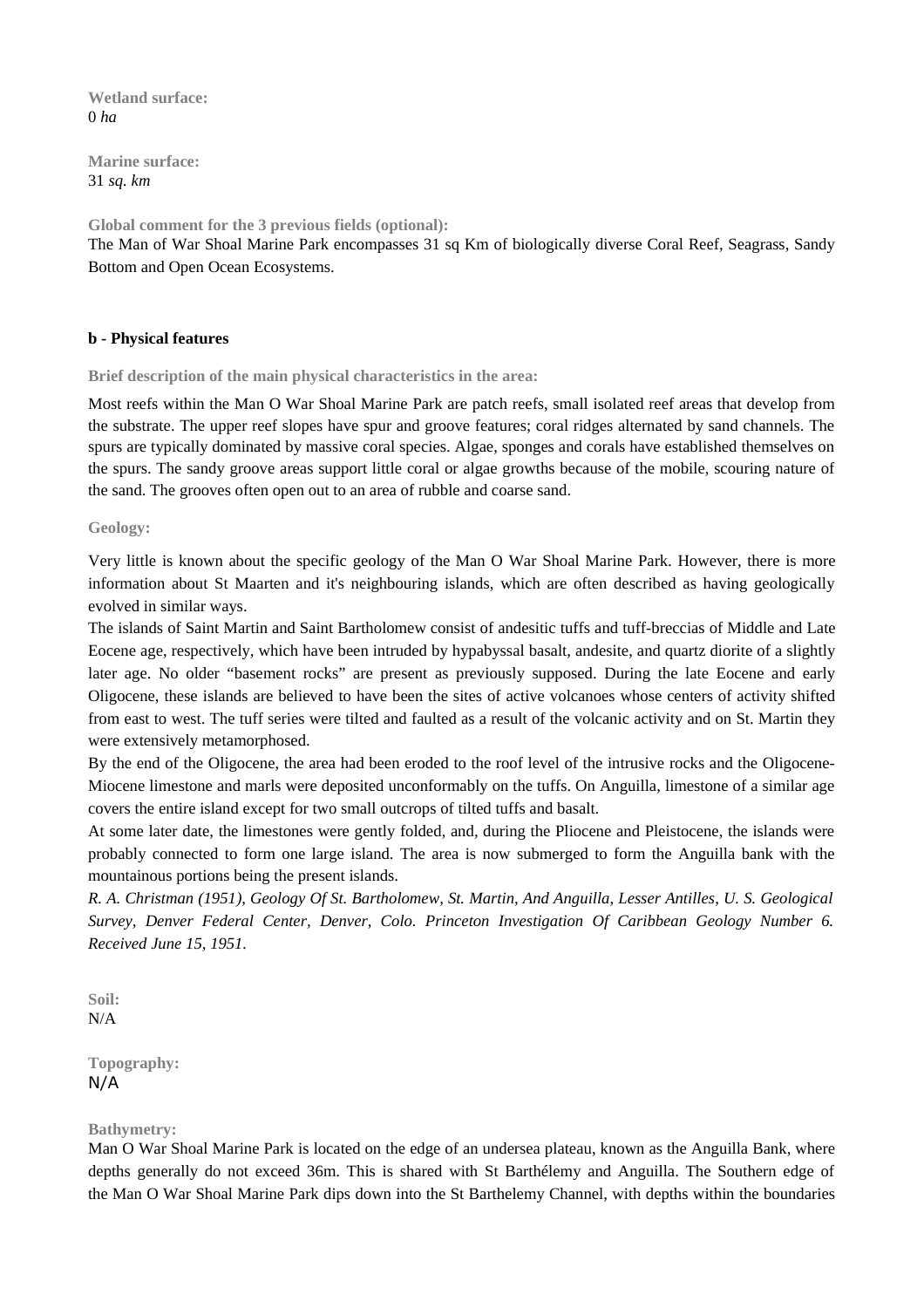**Wetland surface:**
0 *ha*

**Marine surface:**
31 *sq. km*

**Global comment for the 3 previous fields (optional):**
The Man of War Shoal Marine Park encompasses 31 sq Km of biologically diverse Coral Reef, Seagrass, Sandy Bottom and Open Ocean Ecosystems.

### b - Physical features

**Brief description of the main physical characteristics in the area:**

Most reefs within the Man O War Shoal Marine Park are patch reefs, small isolated reef areas that develop from the substrate. The upper reef slopes have spur and groove features; coral ridges alternated by sand channels. The spurs are typically dominated by massive coral species. Algae, sponges and corals have established themselves on the spurs. The sandy groove areas support little coral or algae growths because of the mobile, scouring nature of the sand. The grooves often open out to an area of rubble and coarse sand.

**Geology:**

Very little is known about the specific geology of the Man O War Shoal Marine Park. However, there is more information about St Maarten and it's neighbouring islands, which are often described as having geologically evolved in similar ways.

The islands of Saint Martin and Saint Bartholomew consist of andesitic tuffs and tuff-breccias of Middle and Late Eocene age, respectively, which have been intruded by hypabyssal basalt, andesite, and quartz diorite of a slightly later age. No older "basement rocks" are present as previously supposed. During the late Eocene and early Oligocene, these islands are believed to have been the sites of active volcanoes whose centers of activity shifted from east to west. The tuff series were tilted and faulted as a result of the volcanic activity and on St. Martin they were extensively metamorphosed.

By the end of the Oligocene, the area had been eroded to the roof level of the intrusive rocks and the Oligocene-Miocene limestone and marls were deposited unconformably on the tuffs. On Anguilla, limestone of a similar age covers the entire island except for two small outcrops of tilted tuffs and basalt.

At some later date, the limestones were gently folded, and, during the Pliocene and Pleistocene, the islands were probably connected to form one large island. The area is now submerged to form the Anguilla bank with the mountainous portions being the present islands.

*R. A. Christman (1951), Geology Of St. Bartholomew, St. Martin, And Anguilla, Lesser Antilles, U. S. Geological Survey, Denver Federal Center, Denver, Colo. Princeton Investigation Of Caribbean Geology Number 6. Received June 15, 1951.*

**Soil:**
N/A

**Topography:**
N/A

**Bathymetry:**
Man O War Shoal Marine Park is located on the edge of an undersea plateau, known as the Anguilla Bank, where depths generally do not exceed 36m. This is shared with St Barthélemy and Anguilla. The Southern edge of the Man O War Shoal Marine Park dips down into the St Barthelemy Channel, with depths within the boundaries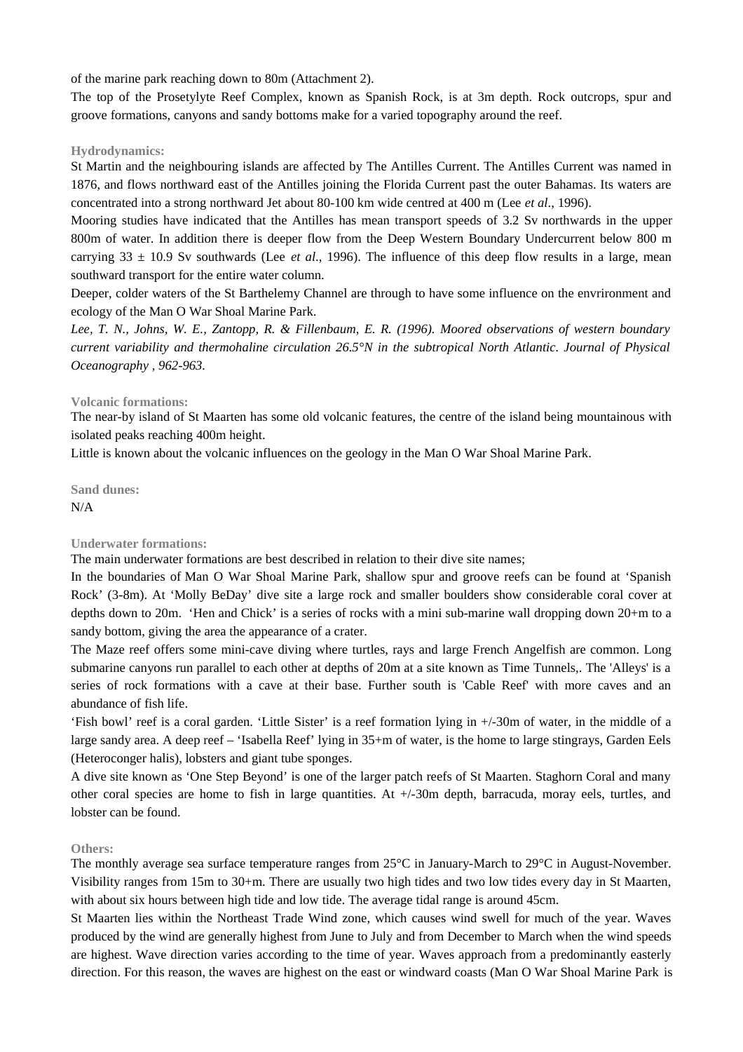of the marine park reaching down to 80m (Attachment 2).

The top of the Prosetylyte Reef Complex, known as Spanish Rock, is at 3m depth. Rock outcrops, spur and groove formations, canyons and sandy bottoms make for a varied topography around the reef.

**Hydrodynamics:**

St Martin and the neighbouring islands are affected by The Antilles Current. The Antilles Current was named in 1876, and flows northward east of the Antilles joining the Florida Current past the outer Bahamas. Its waters are concentrated into a strong northward Jet about 80-100 km wide centred at 400 m (Lee *et al*., 1996).

Mooring studies have indicated that the Antilles has mean transport speeds of 3.2 Sv northwards in the upper 800m of water. In addition there is deeper flow from the Deep Western Boundary Undercurrent below 800 m carrying 33 ± 10.9 Sv southwards (Lee *et al*., 1996). The influence of this deep flow results in a large, mean southward transport for the entire water column.

Deeper, colder waters of the St Barthelemy Channel are through to have some influence on the envrironment and ecology of the Man O War Shoal Marine Park.

*Lee, T. N., Johns, W. E., Zantopp, R. & Fillenbaum, E. R. (1996). Moored observations of western boundary current variability and thermohaline circulation 26.5°N in the subtropical North Atlantic. Journal of Physical Oceanography , 962-963.*

**Volcanic formations:**

The near-by island of St Maarten has some old volcanic features, the centre of the island being mountainous with isolated peaks reaching 400m height.

Little is known about the volcanic influences on the geology in the Man O War Shoal Marine Park.

**Sand dunes:**

N/A

**Underwater formations:**

The main underwater formations are best described in relation to their dive site names;

In the boundaries of Man O War Shoal Marine Park, shallow spur and groove reefs can be found at 'Spanish Rock' (3-8m). At 'Molly BeDay' dive site a large rock and smaller boulders show considerable coral cover at depths down to 20m. 'Hen and Chick' is a series of rocks with a mini sub-marine wall dropping down 20+m to a sandy bottom, giving the area the appearance of a crater.

The Maze reef offers some mini-cave diving where turtles, rays and large French Angelfish are common. Long submarine canyons run parallel to each other at depths of 20m at a site known as Time Tunnels,. The 'Alleys' is a series of rock formations with a cave at their base. Further south is 'Cable Reef' with more caves and an abundance of fish life.

'Fish bowl' reef is a coral garden. 'Little Sister' is a reef formation lying in +/-30m of water, in the middle of a large sandy area. A deep reef – 'Isabella Reef' lying in 35+m of water, is the home to large stingrays, Garden Eels (Heteroconger halis), lobsters and giant tube sponges.

A dive site known as 'One Step Beyond' is one of the larger patch reefs of St Maarten. Staghorn Coral and many other coral species are home to fish in large quantities. At +/-30m depth, barracuda, moray eels, turtles, and lobster can be found.

**Others:**

The monthly average sea surface temperature ranges from 25°C in January-March to 29°C in August-November. Visibility ranges from 15m to 30+m. There are usually two high tides and two low tides every day in St Maarten, with about six hours between high tide and low tide. The average tidal range is around 45cm.

St Maarten lies within the Northeast Trade Wind zone, which causes wind swell for much of the year. Waves produced by the wind are generally highest from June to July and from December to March when the wind speeds are highest. Wave direction varies according to the time of year. Waves approach from a predominantly easterly direction. For this reason, the waves are highest on the east or windward coasts (Man O War Shoal Marine Park is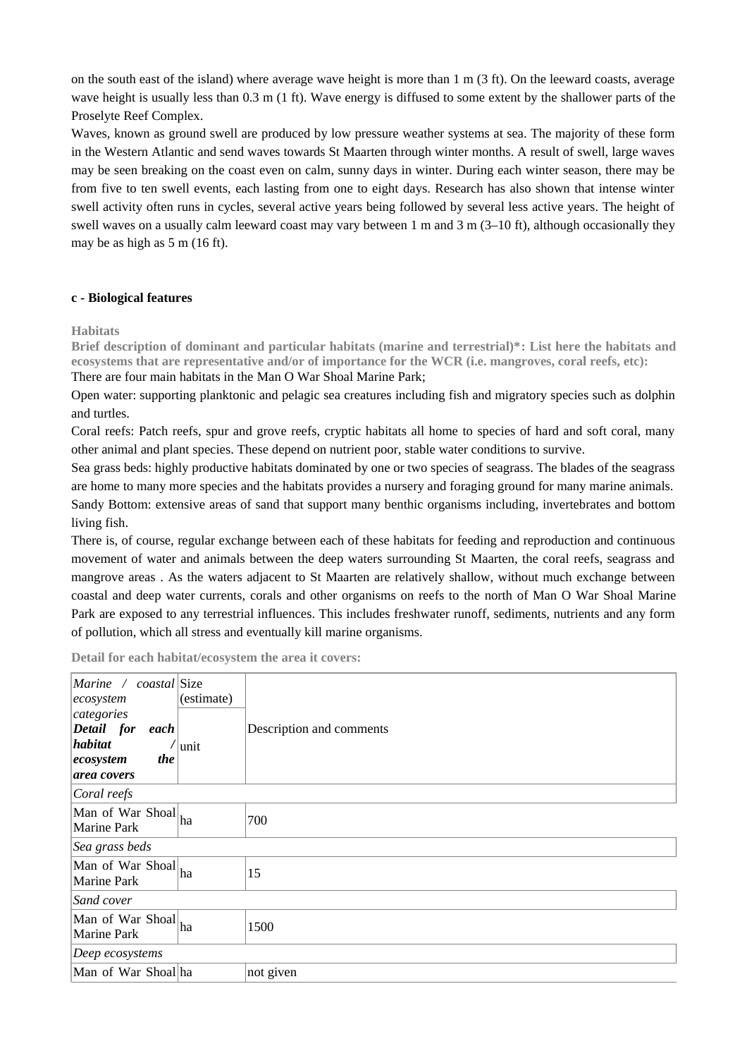on the south east of the island) where average wave height is more than 1 m (3 ft). On the leeward coasts, average wave height is usually less than 0.3 m (1 ft). Wave energy is diffused to some extent by the shallower parts of the Proselyte Reef Complex.

Waves, known as ground swell are produced by low pressure weather systems at sea. The majority of these form in the Western Atlantic and send waves towards St Maarten through winter months. A result of swell, large waves may be seen breaking on the coast even on calm, sunny days in winter. During each winter season, there may be from five to ten swell events, each lasting from one to eight days. Research has also shown that intense winter swell activity often runs in cycles, several active years being followed by several less active years. The height of swell waves on a usually calm leeward coast may vary between 1 m and 3 m (3–10 ft), although occasionally they may be as high as 5 m (16 ft).

### c - Biological features

**Habitats**

**Brief description of dominant and particular habitats (marine and terrestrial)*: List here the habitats and ecosystems that are representative and/or of importance for the WCR (i.e. mangroves, coral reefs, etc):**

There are four main habitats in the Man O War Shoal Marine Park;

Open water: supporting planktonic and pelagic sea creatures including fish and migratory species such as dolphin and turtles.

Coral reefs: Patch reefs, spur and grove reefs, cryptic habitats all home to species of hard and soft coral, many other animal and plant species. These depend on nutrient poor, stable water conditions to survive.

Sea grass beds: highly productive habitats dominated by one or two species of seagrass. The blades of the seagrass are home to many more species and the habitats provides a nursery and foraging ground for many marine animals.

Sandy Bottom: extensive areas of sand that support many benthic organisms including, invertebrates and bottom living fish.

There is, of course, regular exchange between each of these habitats for feeding and reproduction and continuous movement of water and animals between the deep waters surrounding St Maarten, the coral reefs, seagrass and mangrove areas . As the waters adjacent to St Maarten are relatively shallow, without much exchange between coastal and deep water currents, corals and other organisms on reefs to the north of Man O War Shoal Marine Park are exposed to any terrestrial influences. This includes freshwater runoff, sediments, nutrients and any form of pollution, which all stress and eventually kill marine organisms.

**Detail for each habitat/ecosystem the area it covers:**

| *Marine / coastal ecosystem categories* ***Detail for each habitat / ecosystem the area covers*** | Size (estimate) unit | Description and comments |
|---|---|---|
| *Coral reefs* | | |
| Man of War Shoal Marine Park | ha | 700 |
| *Sea grass beds* | | |
| Man of War Shoal Marine Park | ha | 15 |
| *Sand cover* | | |
| Man of War Shoal Marine Park | ha | 1500 |
| *Deep ecosystems* | | |
| Man of War Shoal | ha | not given |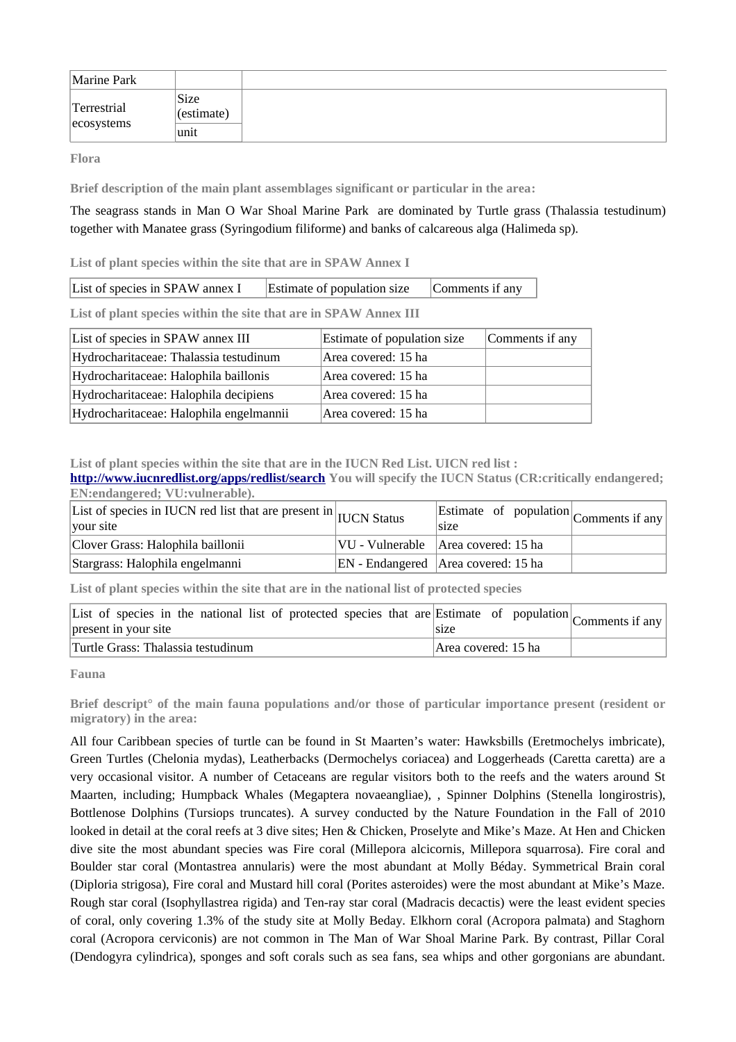| Marine Park | | |
|---|---|---|
| Terrestrial ecosystems | Size (estimate) | |
| | unit | |

**Flora**

**Brief description of the main plant assemblages significant or particular in the area:**

The seagrass stands in Man O War Shoal Marine Park are dominated by Turtle grass (Thalassia testudinum) together with Manatee grass (Syringodium filiforme) and banks of calcareous alga (Halimeda sp).

**List of plant species within the site that are in SPAW Annex I**

| List of species in SPAW annex I | Estimate of population size | Comments if any |
|---|---|---|

**List of plant species within the site that are in SPAW Annex III**

| List of species in SPAW annex III | Estimate of population size | Comments if any |
|---|---|---|
| Hydrocharitaceae: Thalassia testudinum | Area covered: 15 ha | |
| Hydrocharitaceae: Halophila baillonis | Area covered: 15 ha | |
| Hydrocharitaceae: Halophila decipiens | Area covered: 15 ha | |
| Hydrocharitaceae: Halophila engelmannii | Area covered: 15 ha | |

**List of plant species within the site that are in the IUCN Red List. UICN red list : [http://www.iucnredlist.org/apps/redlist/search](http://www.iucnredlist.org/apps/redlist/search) You will specify the IUCN Status (CR:critically endangered; EN:endangered; VU:vulnerable).**

| List of species in IUCN red list that are present in your site | IUCN Status | Estimate of population size | Comments if any |
|---|---|---|---|
| Clover Grass: Halophila baillonii | VU - Vulnerable | Area covered: 15 ha | |
| Stargrass: Halophila engelmanni | EN - Endangered | Area covered: 15 ha | |

**List of plant species within the site that are in the national list of protected species**

| List of species in the national list of protected species that are present in your site | Estimate of population size | Comments if any |
|---|---|---|
| Turtle Grass: Thalassia testudinum | Area covered: 15 ha | |

**Fauna**

**Brief descript° of the main fauna populations and/or those of particular importance present (resident or migratory) in the area:**

All four Caribbean species of turtle can be found in St Maarten's water: Hawksbills (Eretmochelys imbricate), Green Turtles (Chelonia mydas), Leatherbacks (Dermochelys coriacea) and Loggerheads (Caretta caretta) are a very occasional visitor. A number of Cetaceans are regular visitors both to the reefs and the waters around St Maarten, including; Humpback Whales (Megaptera novaeangliae), , Spinner Dolphins (Stenella longirostris), Bottlenose Dolphins (Tursiops truncates). A survey conducted by the Nature Foundation in the Fall of 2010 looked in detail at the coral reefs at 3 dive sites; Hen & Chicken, Proselyte and Mike's Maze. At Hen and Chicken dive site the most abundant species was Fire coral (Millepora alcicornis, Millepora squarrosa). Fire coral and Boulder star coral (Montastrea annularis) were the most abundant at Molly Béday. Symmetrical Brain coral (Diploria strigosa), Fire coral and Mustard hill coral (Porites asteroides) were the most abundant at Mike's Maze. Rough star coral (Isophyllastrea rigida) and Ten-ray star coral (Madracis decactis) were the least evident species of coral, only covering 1.3% of the study site at Molly Beday. Elkhorn coral (Acropora palmata) and Staghorn coral (Acropora cerviconis) are not common in The Man of War Shoal Marine Park. By contrast, Pillar Coral (Dendogyra cylindrica), sponges and soft corals such as sea fans, sea whips and other gorgonians are abundant.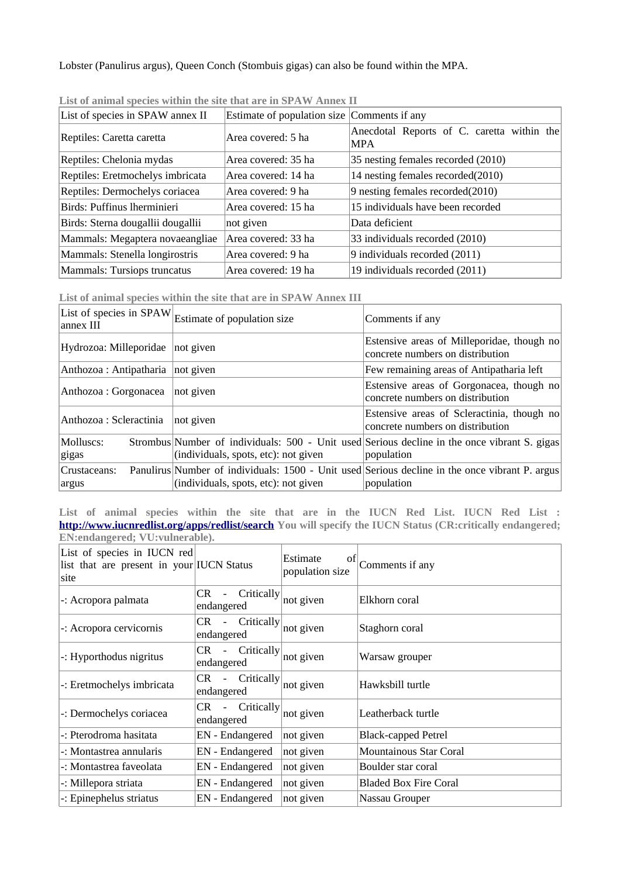Lobster (Panulirus argus), Queen Conch (Stombuis gigas) can also be found within the MPA.

**List of animal species within the site that are in SPAW Annex II**

| List of species in SPAW annex II | Estimate of population size | Comments if any |
|---|---|---|
| Reptiles: Caretta caretta | Area covered: 5 ha | Anecdotal Reports of C. caretta within the MPA |
| Reptiles: Chelonia mydas | Area covered: 35 ha | 35 nesting females recorded (2010) |
| Reptiles: Eretmochelys imbricata | Area covered: 14 ha | 14 nesting females recorded(2010) |
| Reptiles: Dermochelys coriacea | Area covered: 9 ha | 9 nesting females recorded(2010) |
| Birds: Puffinus lherminieri | Area covered: 15 ha | 15 individuals have been recorded |
| Birds: Sterna dougallii dougallii | not given | Data deficient |
| Mammals: Megaptera novaeangliae | Area covered: 33 ha | 33 individuals recorded (2010) |
| Mammals: Stenella longirostris | Area covered: 9 ha | 9 individuals recorded (2011) |
| Mammals: Tursiops truncatus | Area covered: 19 ha | 19 individuals recorded (2011) |

**List of animal species within the site that are in SPAW Annex III**

| List of species in SPAW annex III | Estimate of population size | Comments if any |
|---|---|---|
| Hydrozoa: Milleporidae | not given | Estensive areas of Milleporidae, though no concrete numbers on distribution |
| Anthozoa : Antipatharia | not given | Few remaining areas of Antipatharia left |
| Anthozoa : Gorgonacea | not given | Estensive areas of Gorgonacea, though no concrete numbers on distribution |
| Anthozoa : Scleractinia | not given | Estensive areas of Scleractinia, though no concrete numbers on distribution |
| Molluscs: Strombus gigas | Number of individuals: 500 - Unit used (individuals, spots, etc): not given | Serious decline in the once vibrant S. gigas population |
| Crustaceans: Panulirus argus | Number of individuals: 1500 - Unit used (individuals, spots, etc): not given | Serious decline in the once vibrant P. argus population |

**List of animal species within the site that are in the IUCN Red List. IUCN Red List : [http://www.iucnredlist.org/apps/redlist/search](http://www.iucnredlist.org/apps/redlist/search) You will specify the IUCN Status (CR:critically endangered; EN:endangered; VU:vulnerable).**

| List of species in IUCN red list that are present in your site | IUCN Status | Estimate of population size | Comments if any |
|---|---|---|---|
| -: Acropora palmata | CR - Critically endangered | not given | Elkhorn coral |
| -: Acropora cervicornis | CR - Critically endangered | not given | Staghorn coral |
| -: Hyporthodus nigritus | CR - Critically endangered | not given | Warsaw grouper |
| -: Eretmochelys imbricata | CR - Critically endangered | not given | Hawksbill turtle |
| -: Dermochelys coriacea | CR - Critically endangered | not given | Leatherback turtle |
| -: Pterodroma hasitata | EN - Endangered | not given | Black-capped Petrel |
| -: Montastrea annularis | EN - Endangered | not given | Mountainous Star Coral |
| -: Montastrea faveolata | EN - Endangered | not given | Boulder star coral |
| -: Millepora striata | EN - Endangered | not given | Bladed Box Fire Coral |
| -: Epinephelus striatus | EN - Endangered | not given | Nassau Grouper |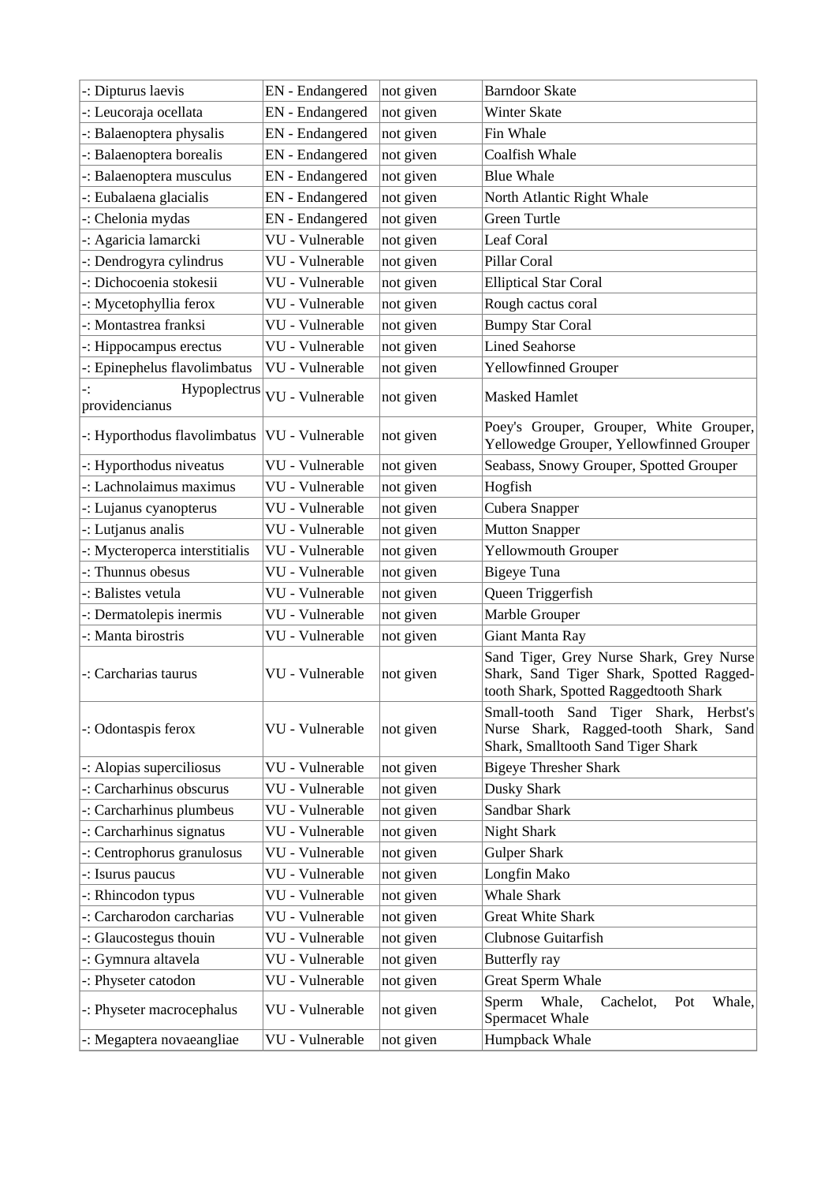| -: Dipturus laevis | EN - Endangered | not given | Barndoor Skate |
|---|---|---|---|
| -: Leucoraja ocellata | EN - Endangered | not given | Winter Skate |
| -: Balaenoptera physalis | EN - Endangered | not given | Fin Whale |
| -: Balaenoptera borealis | EN - Endangered | not given | Coalfish Whale |
| -: Balaenoptera musculus | EN - Endangered | not given | Blue Whale |
| -: Eubalaena glacialis | EN - Endangered | not given | North Atlantic Right Whale |
| -: Chelonia mydas | EN - Endangered | not given | Green Turtle |
| -: Agaricia lamarcki | VU - Vulnerable | not given | Leaf Coral |
| -: Dendrogyra cylindrus | VU - Vulnerable | not given | Pillar Coral |
| -: Dichocoenia stokesii | VU - Vulnerable | not given | Elliptical Star Coral |
| -: Mycetophyllia ferox | VU - Vulnerable | not given | Rough cactus coral |
| -: Montastrea franksi | VU - Vulnerable | not given | Bumpy Star Coral |
| -: Hippocampus erectus | VU - Vulnerable | not given | Lined Seahorse |
| -: Epinephelus flavolimbatus | VU - Vulnerable | not given | Yellowfinned Grouper |
| -: Hypoplectrus providencianus | VU - Vulnerable | not given | Masked Hamlet |
| -: Hyporthodus flavolimbatus | VU - Vulnerable | not given | Poey's Grouper, Grouper, White Grouper, Yellowedge Grouper, Yellowfinned Grouper |
| -: Hyporthodus niveatus | VU - Vulnerable | not given | Seabass, Snowy Grouper, Spotted Grouper |
| -: Lachnolaimus maximus | VU - Vulnerable | not given | Hogfish |
| -: Lujanus cyanopterus | VU - Vulnerable | not given | Cubera Snapper |
| -: Lutjanus analis | VU - Vulnerable | not given | Mutton Snapper |
| -: Mycteroperca interstitialis | VU - Vulnerable | not given | Yellowmouth Grouper |
| -: Thunnus obesus | VU - Vulnerable | not given | Bigeye Tuna |
| -: Balistes vetula | VU - Vulnerable | not given | Queen Triggerfish |
| -: Dermatolepis inermis | VU - Vulnerable | not given | Marble Grouper |
| -: Manta birostris | VU - Vulnerable | not given | Giant Manta Ray |
| -: Carcharias taurus | VU - Vulnerable | not given | Sand Tiger, Grey Nurse Shark, Grey Nurse Shark, Sand Tiger Shark, Spotted Ragged-tooth Shark, Spotted Raggedtooth Shark |
| -: Odontaspis ferox | VU - Vulnerable | not given | Small-tooth Sand Tiger Shark, Herbst's Nurse Shark, Ragged-tooth Shark, Sand Shark, Smalltooth Sand Tiger Shark |
| -: Alopias superciliosus | VU - Vulnerable | not given | Bigeye Thresher Shark |
| -: Carcharhinus obscurus | VU - Vulnerable | not given | Dusky Shark |
| -: Carcharhinus plumbeus | VU - Vulnerable | not given | Sandbar Shark |
| -: Carcharhinus signatus | VU - Vulnerable | not given | Night Shark |
| -: Centrophorus granulosus | VU - Vulnerable | not given | Gulper Shark |
| -: Isurus paucus | VU - Vulnerable | not given | Longfin Mako |
| -: Rhincodon typus | VU - Vulnerable | not given | Whale Shark |
| -: Carcharodon carcharias | VU - Vulnerable | not given | Great White Shark |
| -: Glaucostegus thouin | VU - Vulnerable | not given | Clubnose Guitarfish |
| -: Gymnura altavela | VU - Vulnerable | not given | Butterfly ray |
| -: Physeter catodon | VU - Vulnerable | not given | Great Sperm Whale |
| -: Physeter macrocephalus | VU - Vulnerable | not given | Sperm Whale, Cachelot, Pot Whale, Spermacet Whale |
| -: Megaptera novaeangliae | VU - Vulnerable | not given | Humpback Whale |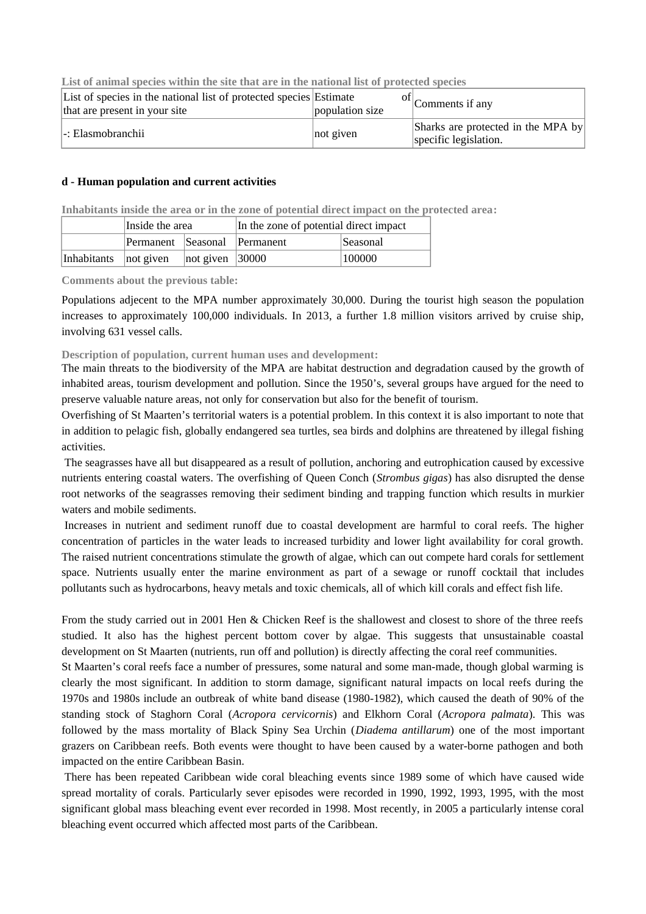**List of animal species within the site that are in the national list of protected species**

| List of species in the national list of protected species that are present in your site | Estimate of population size | Comments if any |
|---|---|---|
| -: Elasmobranchii | not given | Sharks are protected in the MPA by specific legislation. |

### d - Human population and current activities

**Inhabitants inside the area or in the zone of potential direct impact on the protected area:**

| | Inside the area | | In the zone of potential direct impact | |
|---|---|---|---|---|
| | Permanent | Seasonal | Permanent | Seasonal |
| Inhabitants | not given | not given | 30000 | 100000 |

**Comments about the previous table:**

Populations adjecent to the MPA number approximately 30,000. During the tourist high season the population increases to approximately 100,000 individuals. In 2013, a further 1.8 million visitors arrived by cruise ship, involving 631 vessel calls.

**Description of population, current human uses and development:**

The main threats to the biodiversity of the MPA are habitat destruction and degradation caused by the growth of inhabited areas, tourism development and pollution. Since the 1950's, several groups have argued for the need to preserve valuable nature areas, not only for conservation but also for the benefit of tourism.

Overfishing of St Maarten's territorial waters is a potential problem. In this context it is also important to note that in addition to pelagic fish, globally endangered sea turtles, sea birds and dolphins are threatened by illegal fishing activities.

The seagrasses have all but disappeared as a result of pollution, anchoring and eutrophication caused by excessive nutrients entering coastal waters. The overfishing of Queen Conch (*Strombus gigas*) has also disrupted the dense root networks of the seagrasses removing their sediment binding and trapping function which results in murkier waters and mobile sediments.

Increases in nutrient and sediment runoff due to coastal development are harmful to coral reefs. The higher concentration of particles in the water leads to increased turbidity and lower light availability for coral growth. The raised nutrient concentrations stimulate the growth of algae, which can out compete hard corals for settlement space. Nutrients usually enter the marine environment as part of a sewage or runoff cocktail that includes pollutants such as hydrocarbons, heavy metals and toxic chemicals, all of which kill corals and effect fish life.

From the study carried out in 2001 Hen & Chicken Reef is the shallowest and closest to shore of the three reefs studied. It also has the highest percent bottom cover by algae. This suggests that unsustainable coastal development on St Maarten (nutrients, run off and pollution) is directly affecting the coral reef communities.

St Maarten's coral reefs face a number of pressures, some natural and some man-made, though global warming is clearly the most significant. In addition to storm damage, significant natural impacts on local reefs during the 1970s and 1980s include an outbreak of white band disease (1980-1982), which caused the death of 90% of the standing stock of Staghorn Coral (*Acropora cervicornis*) and Elkhorn Coral (*Acropora palmata*). This was followed by the mass mortality of Black Spiny Sea Urchin (*Diadema antillarum*) one of the most important grazers on Caribbean reefs. Both events were thought to have been caused by a water-borne pathogen and both impacted on the entire Caribbean Basin.

There has been repeated Caribbean wide coral bleaching events since 1989 some of which have caused wide spread mortality of corals. Particularly sever episodes were recorded in 1990, 1992, 1993, 1995, with the most significant global mass bleaching event ever recorded in 1998. Most recently, in 2005 a particularly intense coral bleaching event occurred which affected most parts of the Caribbean.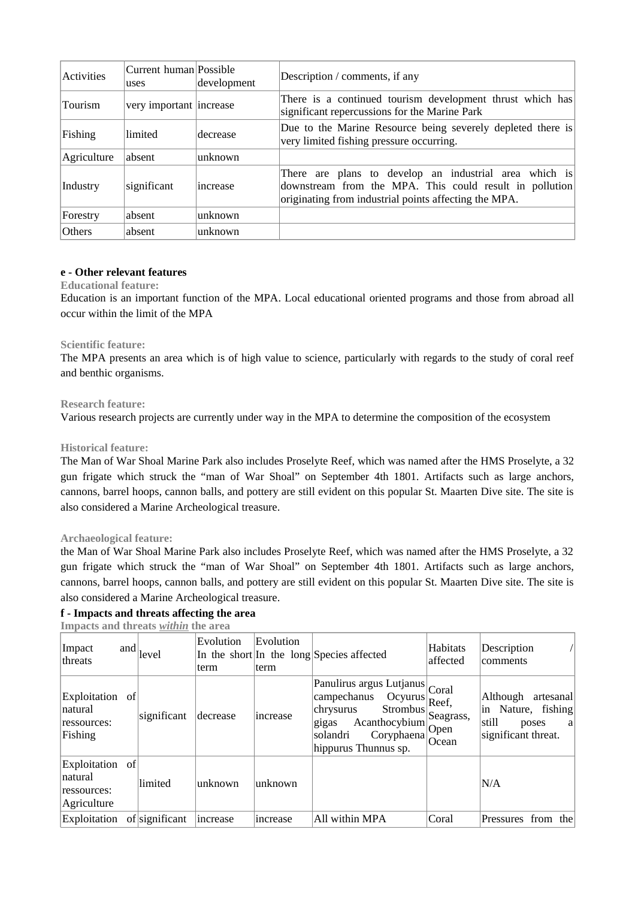| Activities | Current human uses | Possible development | Description / comments, if any |
| --- | --- | --- | --- |
| Tourism | very important | increase | There is a continued tourism development thrust which has significant repercussions for the Marine Park |
| Fishing | limited | decrease | Due to the Marine Resource being severely depleted there is very limited fishing pressure occurring. |
| Agriculture | absent | unknown | |
| Industry | significant | increase | There are plans to develop an industrial area which is downstream from the MPA. This could result in pollution originating from industrial points affecting the MPA. |
| Forestry | absent | unknown | |
| Others | absent | unknown | |

**e - Other relevant features**

**Educational feature:**

Education is an important function of the MPA. Local educational oriented programs and those from abroad all occur within the limit of the MPA

**Scientific feature:**

The MPA presents an area which is of high value to science, particularly with regards to the study of coral reef and benthic organisms.

**Research feature:**

Various research projects are currently under way in the MPA to determine the composition of the ecosystem

**Historical feature:**

The Man of War Shoal Marine Park also includes Proselyte Reef, which was named after the HMS Proselyte, a 32 gun frigate which struck the "man of War Shoal" on September 4th 1801. Artifacts such as large anchors, cannons, barrel hoops, cannon balls, and pottery are still evident on this popular St. Maarten Dive site. The site is also considered a Marine Archeological treasure.

**Archaeological feature:**

the Man of War Shoal Marine Park also includes Proselyte Reef, which was named after the HMS Proselyte, a 32 gun frigate which struck the "man of War Shoal" on September 4th 1801. Artifacts such as large anchors, cannons, barrel hoops, cannon balls, and pottery are still evident on this popular St. Maarten Dive site. The site is also considered a Marine Archeological treasure.

**f - Impacts and threats affecting the area**

**Impacts and threats *within* the area**

| Impact and threats | level | Evolution In the short term | Evolution In the long term | Species affected | Habitats affected | Description / comments |
| --- | --- | --- | --- | --- | --- | --- |
| Exploitation of natural ressources: Fishing | significant | decrease | increase | Panulirus argus Lutjanus campechanus Ocyurus chrysurus Strombus gigas Acanthocybium solandri Coryphaena hippurus Thunnus sp. | Coral Reef, Seagrass, Open Ocean | Although artesanal in Nature, fishing still poses a significant threat. |
| Exploitation of natural ressources: Agriculture | limited | unknown | unknown | | | N/A |
| Exploitation of | significant | increase | increase | All within MPA | Coral | Pressures from the |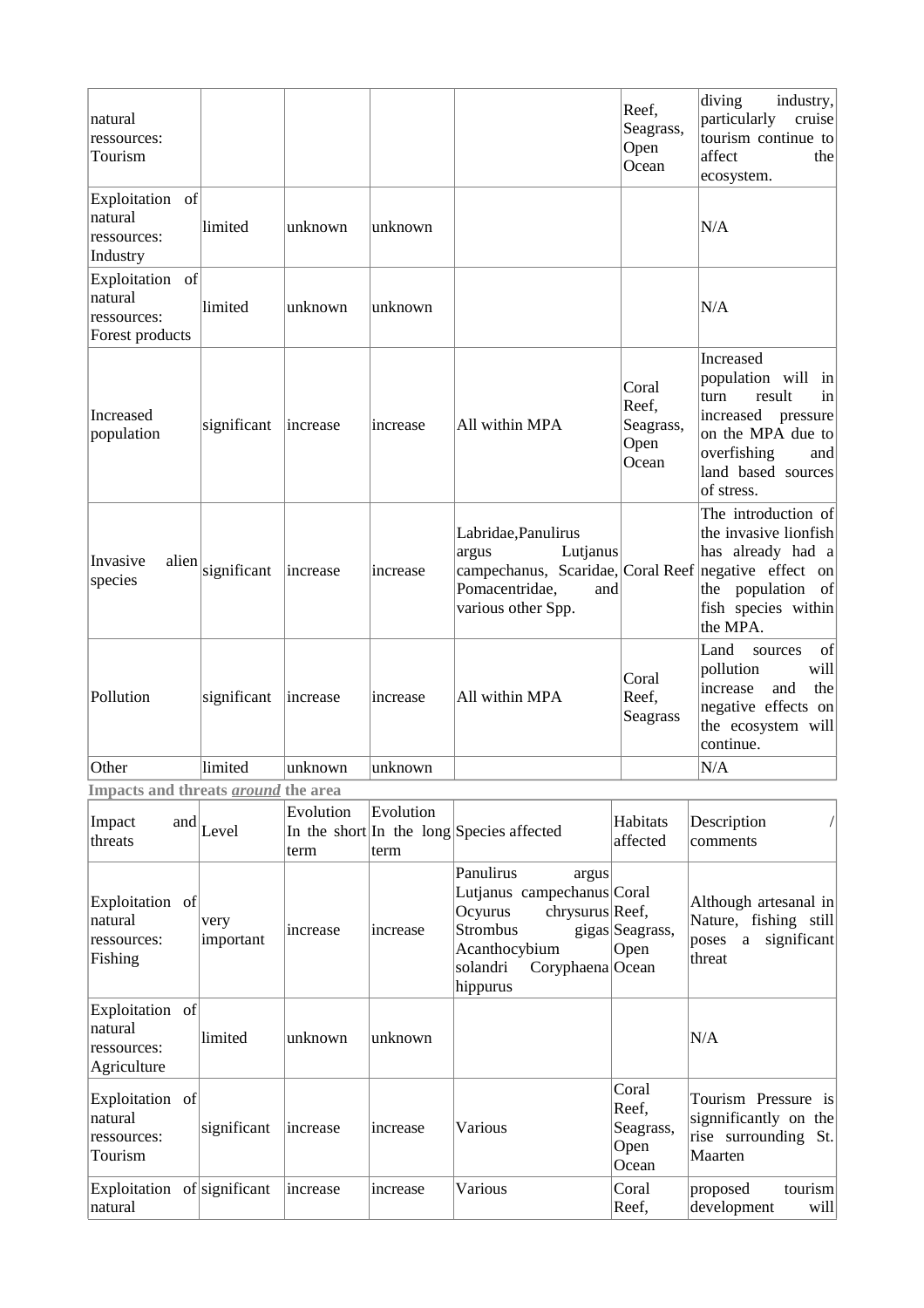| | | | | | | |
|---|---|---|---|---|---|---|
| natural ressources: Tourism | | | | | Reef, Seagrass, Open Ocean | diving industry, particularly cruise tourism continue to affect the ecosystem. |
| Exploitation of natural ressources: Industry | limited | unknown | unknown | | | N/A |
| Exploitation of natural ressources: Forest products | limited | unknown | unknown | | | N/A |
| Increased population | significant | increase | increase | All within MPA | Coral Reef, Seagrass, Open Ocean | Increased population will in turn result in increased pressure on the MPA due to overfishing and land based sources of stress. |
| Invasive alien species | significant | increase | increase | Labridae,Panulirus argus Lutjanus campechanus, Scaridae, Pomacentridae, and various other Spp. | Coral Reef | The introduction of the invasive lionfish has already had a negative effect on the population of fish species within the MPA. |
| Pollution | significant | increase | increase | All within MPA | Coral Reef, Seagrass | Land sources of pollution will increase and the negative effects on the ecosystem will continue. |
| Other | limited | unknown | unknown | | | N/A |

**Impacts and threats *around* the area**

| Impact and threats | Level | Evolution In the short term | Evolution In the long term | Species affected | Habitats affected | Description / comments |
|---|---|---|---|---|---|---|
| Exploitation of natural ressources: Fishing | very important | increase | increase | Panulirus argus Lutjanus campechanus Ocyurus chrysurus Strombus gigas Acanthocybium solandri Coryphaena hippurus | Coral Reef, Seagrass, Open Ocean | Although artesanal in Nature, fishing still poses a significant threat |
| Exploitation of natural ressources: Agriculture | limited | unknown | unknown | | | N/A |
| Exploitation of natural ressources: Tourism | significant | increase | increase | Various | Coral Reef, Seagrass, Open Ocean | Tourism Pressure is signnificantly on the rise surrounding St. Maarten |
| Exploitation of natural | significant | increase | increase | Various | Coral Reef, | proposed tourism development will |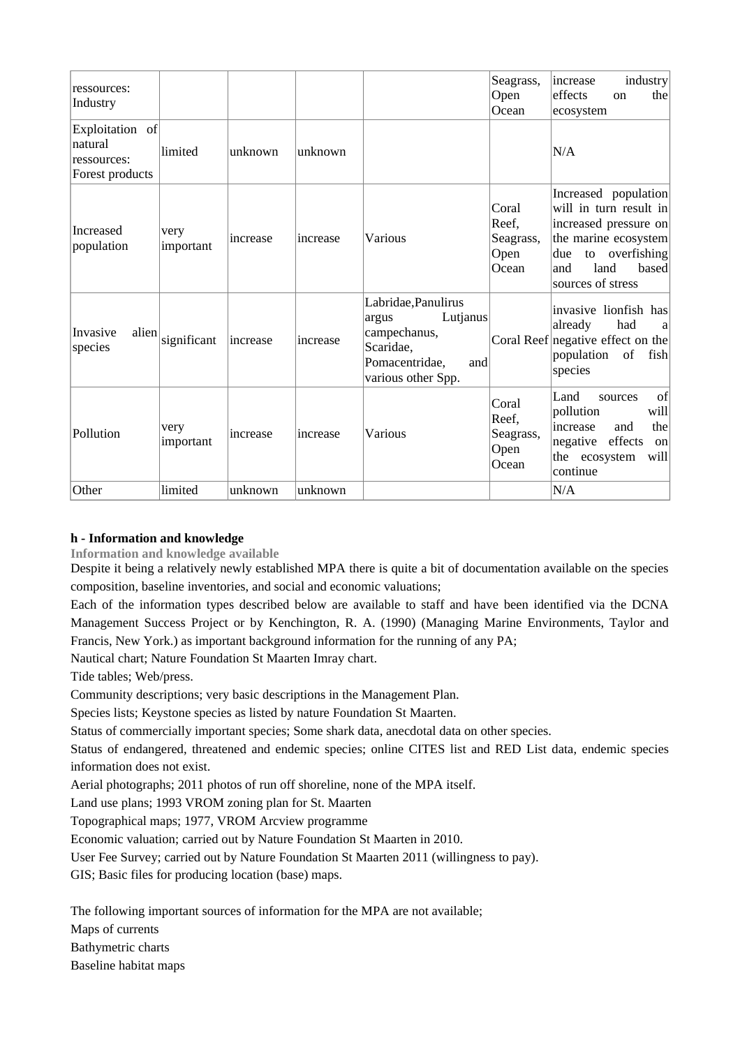| | | | | | | |
|---|---|---|---|---|---|---|
| ressources: Industry | | | | | Seagrass, Open Ocean | increase industry effects on the ecosystem |
| Exploitation of natural ressources: Forest products | limited | unknown | unknown | | | N/A |
| Increased population | very important | increase | increase | Various | Coral Reef, Seagrass, Open Ocean | Increased population will in turn result in increased pressure on the marine ecosystem due to overfishing and land based sources of stress |
| Invasive alien species | significant | increase | increase | Labridae,Panulirus argus Lutjanus campechanus, Scaridae, Pomacentridae, and various other Spp. | Coral Reef | invasive lionfish has already had a negative effect on the population of fish species |
| Pollution | very important | increase | increase | Various | Coral Reef, Seagrass, Open Ocean | Land sources of pollution will increase and the negative effects on the ecosystem will continue |
| Other | limited | unknown | unknown | | | N/A |

**h - Information and knowledge**

**Information and knowledge available**

Despite it being a relatively newly established MPA there is quite a bit of documentation available on the species composition, baseline inventories, and social and economic valuations;

Each of the information types described below are available to staff and have been identified via the DCNA Management Success Project or by Kenchington, R. A. (1990) (Managing Marine Environments, Taylor and Francis, New York.) as important background information for the running of any PA;

Nautical chart; Nature Foundation St Maarten Imray chart.

Tide tables; Web/press.

Community descriptions; very basic descriptions in the Management Plan.

Species lists; Keystone species as listed by nature Foundation St Maarten.

Status of commercially important species; Some shark data, anecdotal data on other species.

Status of endangered, threatened and endemic species; online CITES list and RED List data, endemic species information does not exist.

Aerial photographs; 2011 photos of run off shoreline, none of the MPA itself.

Land use plans; 1993 VROM zoning plan for St. Maarten

Topographical maps; 1977, VROM Arcview programme

Economic valuation; carried out by Nature Foundation St Maarten in 2010.

User Fee Survey; carried out by Nature Foundation St Maarten 2011 (willingness to pay).

GIS; Basic files for producing location (base) maps.

The following important sources of information for the MPA are not available;

Maps of currents

Bathymetric charts

Baseline habitat maps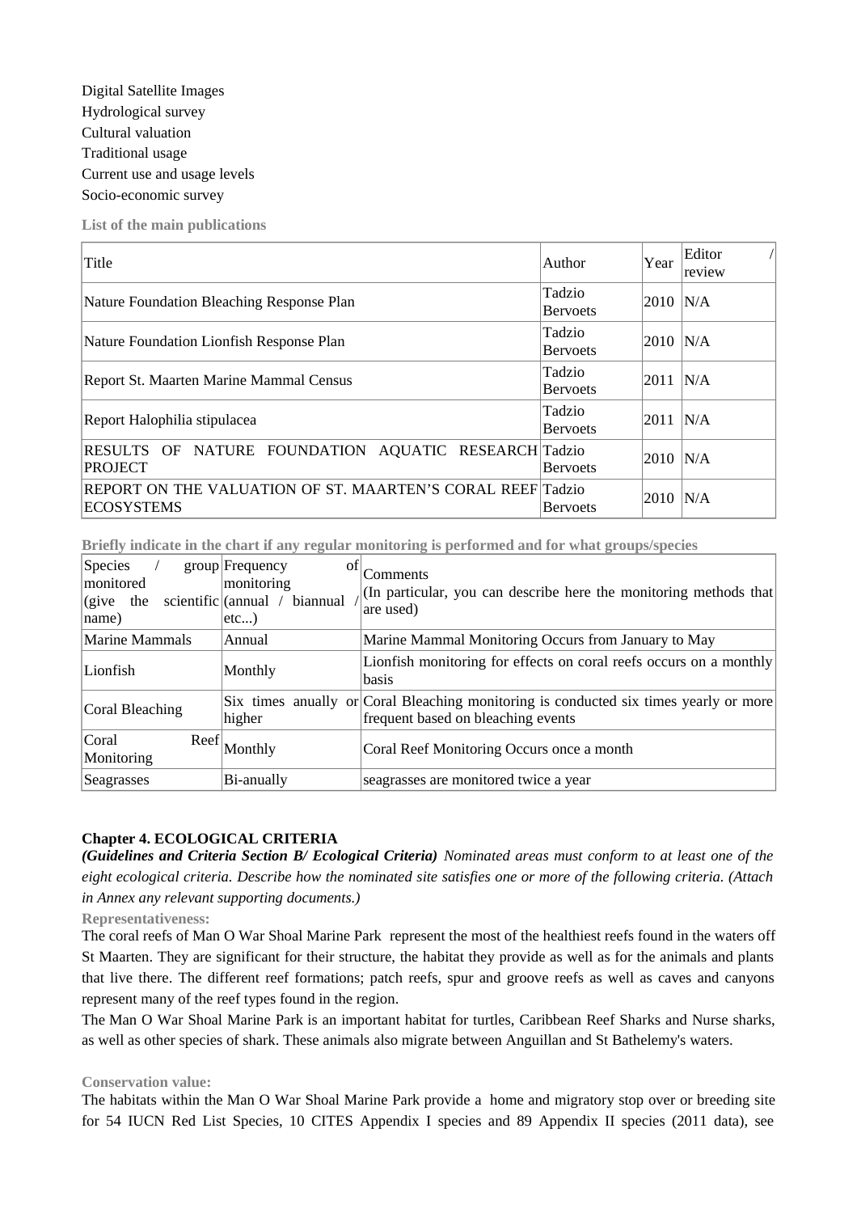Digital Satellite Images
Hydrological survey
Cultural valuation
Traditional usage
Current use and usage levels
Socio-economic survey

**List of the main publications**

| Title | Author | Year | Editor / review |
|---|---|---|---|
| Nature Foundation Bleaching Response Plan | Tadzio Bervoets | 2010 | N/A |
| Nature Foundation Lionfish Response Plan | Tadzio Bervoets | 2010 | N/A |
| Report St. Maarten Marine Mammal Census | Tadzio Bervoets | 2011 | N/A |
| Report Halophilia stipulacea | Tadzio Bervoets | 2011 | N/A |
| RESULTS OF NATURE FOUNDATION AQUATIC RESEARCH PROJECT | Tadzio Bervoets | 2010 | N/A |
| REPORT ON THE VALUATION OF ST. MAARTEN'S CORAL REEF ECOSYSTEMS | Tadzio Bervoets | 2010 | N/A |

**Briefly indicate in the chart if any regular monitoring is performed and for what groups/species**

| Species / group monitored (give the scientific name) | Frequency of monitoring (annual / biannual / etc...) | Comments (In particular, you can describe here the monitoring methods that are used) |
|---|---|---|
| Marine Mammals | Annual | Marine Mammal Monitoring Occurs from January to May |
| Lionfish | Monthly | Lionfish monitoring for effects on coral reefs occurs on a monthly basis |
| Coral Bleaching | Six times anually or higher | Coral Bleaching monitoring is conducted six times yearly or more frequent based on bleaching events |
| Coral Reef Monitoring | Monthly | Coral Reef Monitoring Occurs once a month |
| Seagrasses | Bi-anually | seagrasses are monitored twice a year |

## Chapter 4. ECOLOGICAL CRITERIA

***(Guidelines and Criteria Section B/ Ecological Criteria)*** *Nominated areas must conform to at least one of the eight ecological criteria. Describe how the nominated site satisfies one or more of the following criteria. (Attach in Annex any relevant supporting documents.)*

**Representativeness:**

The coral reefs of Man O War Shoal Marine Park represent the most of the healthiest reefs found in the waters off St Maarten. They are significant for their structure, the habitat they provide as well as for the animals and plants that live there. The different reef formations; patch reefs, spur and groove reefs as well as caves and canyons represent many of the reef types found in the region.

The Man O War Shoal Marine Park is an important habitat for turtles, Caribbean Reef Sharks and Nurse sharks, as well as other species of shark. These animals also migrate between Anguillan and St Bathelemy's waters.

**Conservation value:**

The habitats within the Man O War Shoal Marine Park provide a home and migratory stop over or breeding site for 54 IUCN Red List Species, 10 CITES Appendix I species and 89 Appendix II species (2011 data), see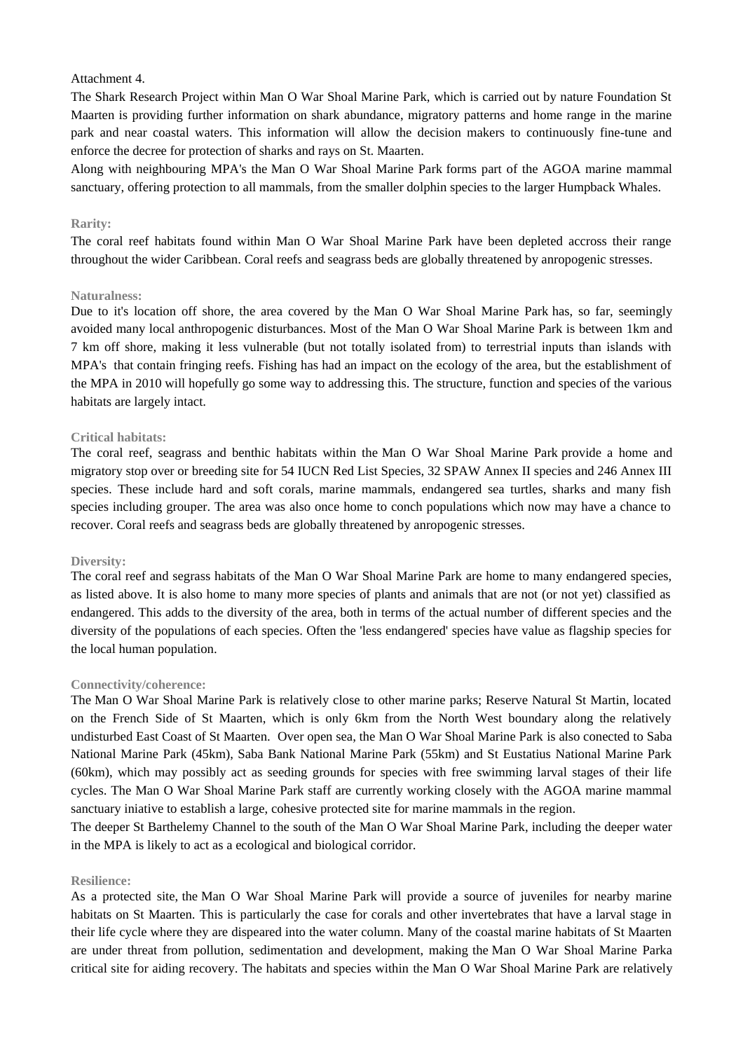Attachment 4.

The Shark Research Project within Man O War Shoal Marine Park, which is carried out by nature Foundation St Maarten is providing further information on shark abundance, migratory patterns and home range in the marine park and near coastal waters. This information will allow the decision makers to continuously fine-tune and enforce the decree for protection of sharks and rays on St. Maarten.

Along with neighbouring MPA's the Man O War Shoal Marine Park forms part of the AGOA marine mammal sanctuary, offering protection to all mammals, from the smaller dolphin species to the larger Humpback Whales.

**Rarity:**

The coral reef habitats found within Man O War Shoal Marine Park have been depleted accross their range throughout the wider Caribbean. Coral reefs and seagrass beds are globally threatened by anropogenic stresses.

**Naturalness:**

Due to it's location off shore, the area covered by the Man O War Shoal Marine Park has, so far, seemingly avoided many local anthropogenic disturbances. Most of the Man O War Shoal Marine Park is between 1km and 7 km off shore, making it less vulnerable (but not totally isolated from) to terrestrial inputs than islands with MPA's that contain fringing reefs. Fishing has had an impact on the ecology of the area, but the establishment of the MPA in 2010 will hopefully go some way to addressing this. The structure, function and species of the various habitats are largely intact.

**Critical habitats:**

The coral reef, seagrass and benthic habitats within the Man O War Shoal Marine Park provide a home and migratory stop over or breeding site for 54 IUCN Red List Species, 32 SPAW Annex II species and 246 Annex III species. These include hard and soft corals, marine mammals, endangered sea turtles, sharks and many fish species including grouper. The area was also once home to conch populations which now may have a chance to recover. Coral reefs and seagrass beds are globally threatened by anropogenic stresses.

**Diversity:**

The coral reef and segrass habitats of the Man O War Shoal Marine Park are home to many endangered species, as listed above. It is also home to many more species of plants and animals that are not (or not yet) classified as endangered. This adds to the diversity of the area, both in terms of the actual number of different species and the diversity of the populations of each species. Often the 'less endangered' species have value as flagship species for the local human population.

**Connectivity/coherence:**

The Man O War Shoal Marine Park is relatively close to other marine parks; Reserve Natural St Martin, located on the French Side of St Maarten, which is only 6km from the North West boundary along the relatively undisturbed East Coast of St Maarten. Over open sea, the Man O War Shoal Marine Park is also conected to Saba National Marine Park (45km), Saba Bank National Marine Park (55km) and St Eustatius National Marine Park (60km), which may possibly act as seeding grounds for species with free swimming larval stages of their life cycles. The Man O War Shoal Marine Park staff are currently working closely with the AGOA marine mammal sanctuary iniative to establish a large, cohesive protected site for marine mammals in the region.

The deeper St Barthelemy Channel to the south of the Man O War Shoal Marine Park, including the deeper water in the MPA is likely to act as a ecological and biological corridor.

**Resilience:**

As a protected site, the Man O War Shoal Marine Park will provide a source of juveniles for nearby marine habitats on St Maarten. This is particularly the case for corals and other invertebrates that have a larval stage in their life cycle where they are dispeared into the water column. Many of the coastal marine habitats of St Maarten are under threat from pollution, sedimentation and development, making the Man O War Shoal Marine Parka critical site for aiding recovery. The habitats and species within the Man O War Shoal Marine Park are relatively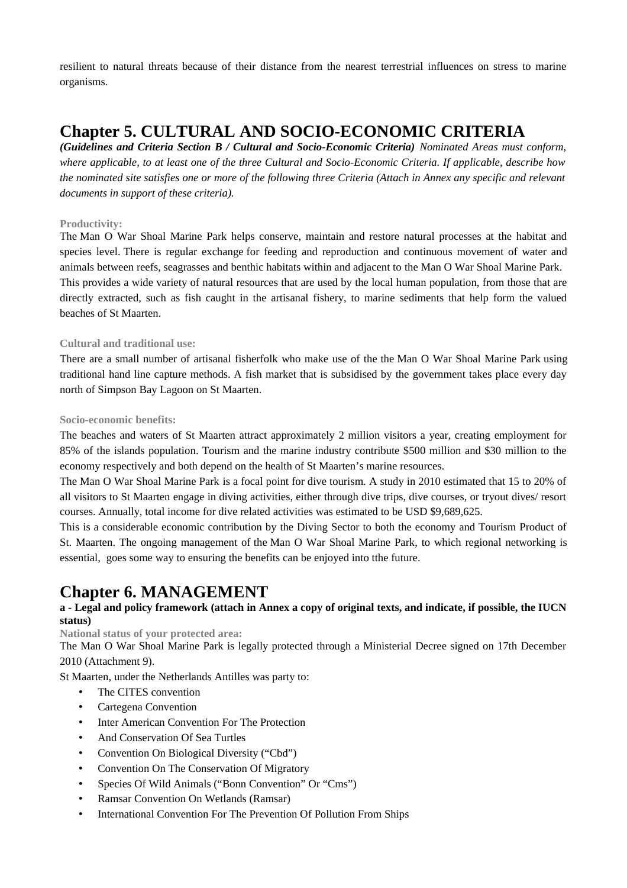resilient to natural threats because of their distance from the nearest terrestrial influences on stress to marine organisms.

# Chapter 5. CULTURAL AND SOCIO-ECONOMIC CRITERIA

***(Guidelines and Criteria Section B / Cultural and Socio-Economic Criteria)*** *Nominated Areas must conform, where applicable, to at least one of the three Cultural and Socio-Economic Criteria. If applicable, describe how the nominated site satisfies one or more of the following three Criteria (Attach in Annex any specific and relevant documents in support of these criteria).*

**Productivity:**

The Man O War Shoal Marine Park helps conserve, maintain and restore natural processes at the habitat and species level. There is regular exchange for feeding and reproduction and continuous movement of water and animals between reefs, seagrasses and benthic habitats within and adjacent to the Man O War Shoal Marine Park. This provides a wide variety of natural resources that are used by the local human population, from those that are directly extracted, such as fish caught in the artisanal fishery, to marine sediments that help form the valued beaches of St Maarten.

**Cultural and traditional use:**

There are a small number of artisanal fisherfolk who make use of the the Man O War Shoal Marine Park using traditional hand line capture methods. A fish market that is subsidised by the government takes place every day north of Simpson Bay Lagoon on St Maarten.

**Socio-economic benefits:**

The beaches and waters of St Maarten attract approximately 2 million visitors a year, creating employment for 85% of the islands population. Tourism and the marine industry contribute $500 million and $30 million to the economy respectively and both depend on the health of St Maarten's marine resources.

The Man O War Shoal Marine Park is a focal point for dive tourism. A study in 2010 estimated that 15 to 20% of all visitors to St Maarten engage in diving activities, either through dive trips, dive courses, or tryout dives/ resort courses. Annually, total income for dive related activities was estimated to be USD $9,689,625.

This is a considerable economic contribution by the Diving Sector to both the economy and Tourism Product of St. Maarten. The ongoing management of the Man O War Shoal Marine Park, to which regional networking is essential, goes some way to ensuring the benefits can be enjoyed into tthe future.

# Chapter 6. MANAGEMENT

**a - Legal and policy framework (attach in Annex a copy of original texts, and indicate, if possible, the IUCN status)**

**National status of your protected area:**

The Man O War Shoal Marine Park is legally protected through a Ministerial Decree signed on 17th December 2010 (Attachment 9).

St Maarten, under the Netherlands Antilles was party to:

- The CITES convention
- Cartegena Convention
- Inter American Convention For The Protection
- And Conservation Of Sea Turtles
- Convention On Biological Diversity ("Cbd")
- Convention On The Conservation Of Migratory
- Species Of Wild Animals ("Bonn Convention" Or "Cms")
- Ramsar Convention On Wetlands (Ramsar)
- International Convention For The Prevention Of Pollution From Ships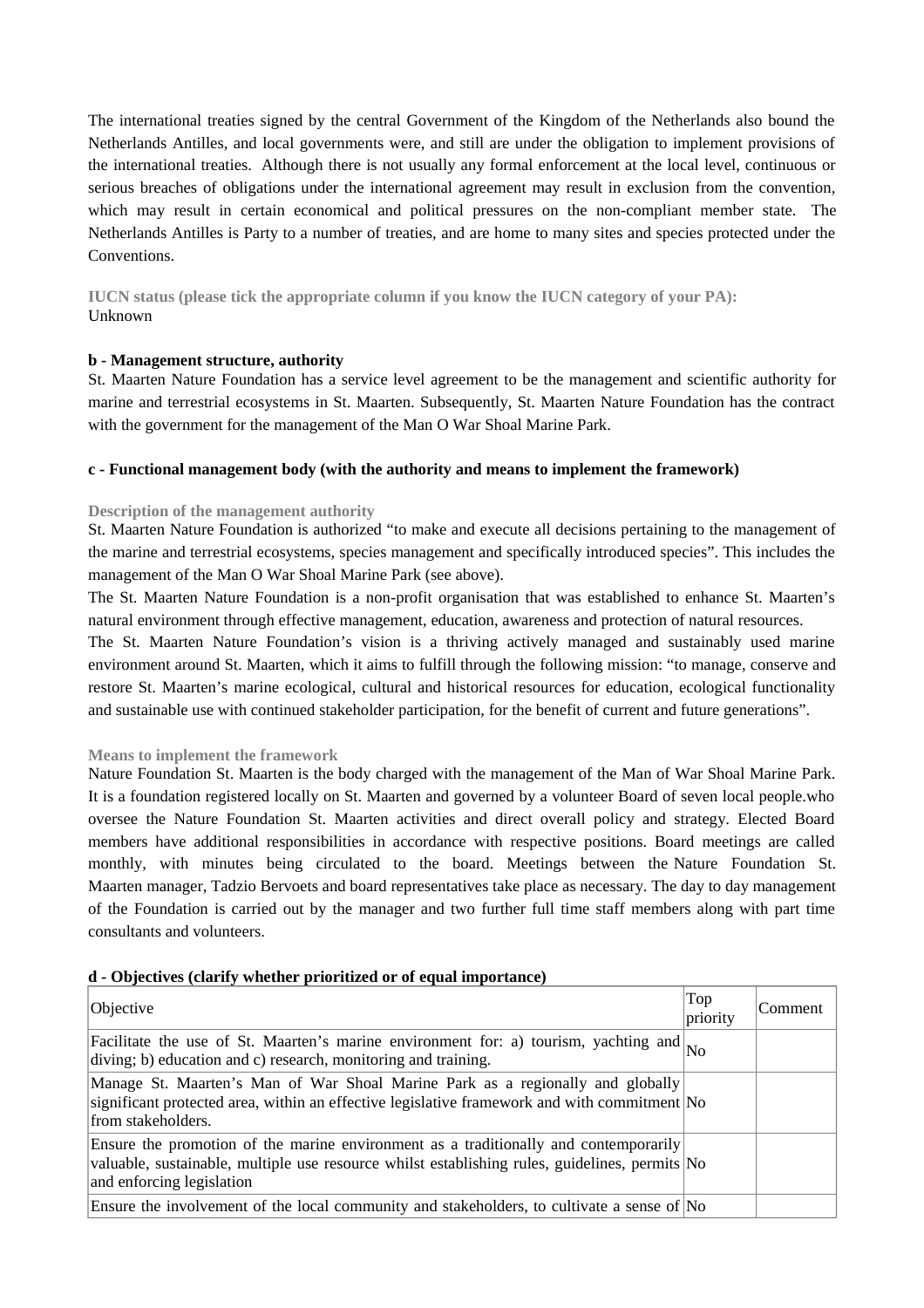The international treaties signed by the central Government of the Kingdom of the Netherlands also bound the Netherlands Antilles, and local governments were, and still are under the obligation to implement provisions of the international treaties. Although there is not usually any formal enforcement at the local level, continuous or serious breaches of obligations under the international agreement may result in exclusion from the convention, which may result in certain economical and political pressures on the non-compliant member state. The Netherlands Antilles is Party to a number of treaties, and are home to many sites and species protected under the Conventions.

**IUCN status (please tick the appropriate column if you know the IUCN category of your PA):**
Unknown

**b - Management structure, authority**

St. Maarten Nature Foundation has a service level agreement to be the management and scientific authority for marine and terrestrial ecosystems in St. Maarten. Subsequently, St. Maarten Nature Foundation has the contract with the government for the management of the Man O War Shoal Marine Park.

**c - Functional management body (with the authority and means to implement the framework)**

**Description of the management authority**

St. Maarten Nature Foundation is authorized "to make and execute all decisions pertaining to the management of the marine and terrestrial ecosystems, species management and specifically introduced species". This includes the management of the Man O War Shoal Marine Park (see above).

The St. Maarten Nature Foundation is a non-profit organisation that was established to enhance St. Maarten's natural environment through effective management, education, awareness and protection of natural resources.

The St. Maarten Nature Foundation's vision is a thriving actively managed and sustainably used marine environment around St. Maarten, which it aims to fulfill through the following mission: "to manage, conserve and restore St. Maarten's marine ecological, cultural and historical resources for education, ecological functionality and sustainable use with continued stakeholder participation, for the benefit of current and future generations".

**Means to implement the framework**

Nature Foundation St. Maarten is the body charged with the management of the Man of War Shoal Marine Park. It is a foundation registered locally on St. Maarten and governed by a volunteer Board of seven local people.who oversee the Nature Foundation St. Maarten activities and direct overall policy and strategy. Elected Board members have additional responsibilities in accordance with respective positions. Board meetings are called monthly, with minutes being circulated to the board. Meetings between the Nature Foundation St. Maarten manager, Tadzio Bervoets and board representatives take place as necessary. The day to day management of the Foundation is carried out by the manager and two further full time staff members along with part time consultants and volunteers.

**d - Objectives (clarify whether prioritized or of equal importance)**

| Objective | Top priority | Comment |
|---|---|---|
| Facilitate the use of St. Maarten's marine environment for: a) tourism, yachting and diving; b) education and c) research, monitoring and training. | No | |
| Manage St. Maarten's Man of War Shoal Marine Park as a regionally and globally significant protected area, within an effective legislative framework and with commitment from stakeholders. | No | |
| Ensure the promotion of the marine environment as a traditionally and contemporarily valuable, sustainable, multiple use resource whilst establishing rules, guidelines, permits and enforcing legislation | No | |
| Ensure the involvement of the local community and stakeholders, to cultivate a sense of | No | |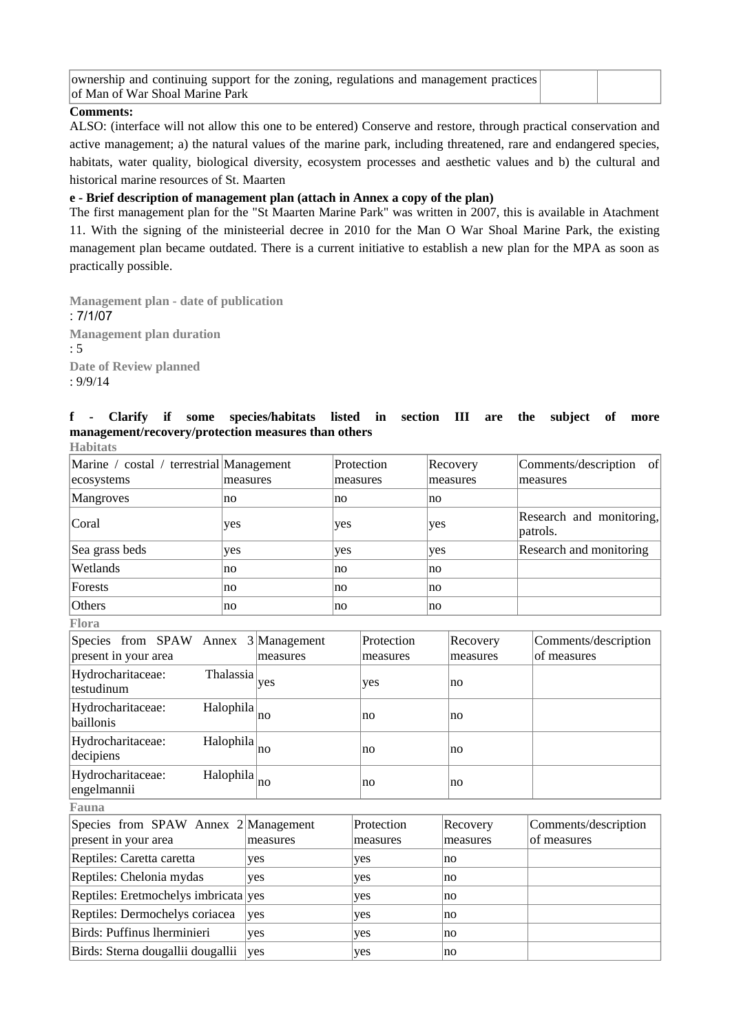| ownership and continuing support for the zoning, regulations and management practices of Man of War Shoal Marine Park | | |
|---|---|---|

**Comments:**

ALSO: (interface will not allow this one to be entered) Conserve and restore, through practical conservation and active management; a) the natural values of the marine park, including threatened, rare and endangered species, habitats, water quality, biological diversity, ecosystem processes and aesthetic values and b) the cultural and historical marine resources of St. Maarten

**e - Brief description of management plan (attach in Annex a copy of the plan)**

The first management plan for the "St Maarten Marine Park" was written in 2007, this is available in Atachment 11. With the signing of the ministeerial decree in 2010 for the Man O War Shoal Marine Park, the existing management plan became outdated. There is a current initiative to establish a new plan for the MPA as soon as practically possible.

**Management plan - date of publication**
: 7/1/07

**Management plan duration**
: 5

**Date of Review planned**
: 9/9/14

**f - Clarify if some species/habitats listed in section III are the subject of more management/recovery/protection measures than others**

**Habitats**

| Marine / costal / terrestrial ecosystems | Management measures | Protection measures | Recovery measures | Comments/description of measures |
|---|---|---|---|---|
| Mangroves | no | no | no | |
| Coral | yes | yes | yes | Research and monitoring, patrols. |
| Sea grass beds | yes | yes | yes | Research and monitoring |
| Wetlands | no | no | no | |
| Forests | no | no | no | |
| Others | no | no | no | |

**Flora**

| Species from SPAW Annex 3 present in your area | Management measures | Protection measures | Recovery measures | Comments/description of measures |
|---|---|---|---|---|
| Hydrocharitaceae: Thalassia testudinum | yes | yes | no | |
| Hydrocharitaceae: Halophila baillonis | no | no | no | |
| Hydrocharitaceae: Halophila decipiens | no | no | no | |
| Hydrocharitaceae: Halophila engelmannii | no | no | no | |

**Fauna**

| Species from SPAW Annex 2 present in your area | Management measures | Protection measures | Recovery measures | Comments/description of measures |
|---|---|---|---|---|
| Reptiles: Caretta caretta | yes | yes | no | |
| Reptiles: Chelonia mydas | yes | yes | no | |
| Reptiles: Eretmochelys imbricata | yes | yes | no | |
| Reptiles: Dermochelys coriacea | yes | yes | no | |
| Birds: Puffinus lherminieri | yes | yes | no | |
| Birds: Sterna dougallii dougallii | yes | yes | no | |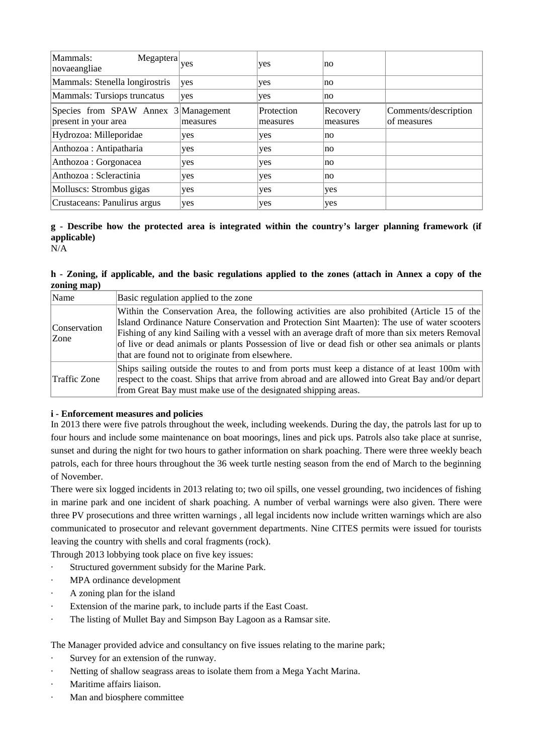| Mammals: Megaptera novaeangliae | yes | yes | no | |
|---|---|---|---|---|
| Mammals: Stenella longirostris | yes | yes | no | |
| Mammals: Tursiops truncatus | yes | yes | no | |
| Species from SPAW Annex 3 present in your area | Management measures | Protection measures | Recovery measures | Comments/description of measures |
| Hydrozoa: Milleporidae | yes | yes | no | |
| Anthozoa : Antipatharia | yes | yes | no | |
| Anthozoa : Gorgonacea | yes | yes | no | |
| Anthozoa : Scleractinia | yes | yes | no | |
| Molluscs: Strombus gigas | yes | yes | yes | |
| Crustaceans: Panulirus argus | yes | yes | yes | |

**g - Describe how the protected area is integrated within the country's larger planning framework (if applicable)**

N/A

**h - Zoning, if applicable, and the basic regulations applied to the zones (attach in Annex a copy of the zoning map)**

| Name | Basic regulation applied to the zone |
|---|---|
| Conservation Zone | Within the Conservation Area, the following activities are also prohibited (Article 15 of the Island Ordinance Nature Conservation and Protection Sint Maarten): The use of water scooters Fishing of any kind Sailing with a vessel with an average draft of more than six meters Removal of live or dead animals or plants Possession of live or dead fish or other sea animals or plants that are found not to originate from elsewhere. |
| Traffic Zone | Ships sailing outside the routes to and from ports must keep a distance of at least 100m with respect to the coast. Ships that arrive from abroad and are allowed into Great Bay and/or depart from Great Bay must make use of the designated shipping areas. |

**i - Enforcement measures and policies**

In 2013 there were five patrols throughout the week, including weekends. During the day, the patrols last for up to four hours and include some maintenance on boat moorings, lines and pick ups. Patrols also take place at sunrise, sunset and during the night for two hours to gather information on shark poaching. There were three weekly beach patrols, each for three hours throughout the 36 week turtle nesting season from the end of March to the beginning of November.

There were six logged incidents in 2013 relating to; two oil spills, one vessel grounding, two incidences of fishing in marine park and one incident of shark poaching. A number of verbal warnings were also given. There were three PV prosecutions and three written warnings , all legal incidents now include written warnings which are also communicated to prosecutor and relevant government departments. Nine CITES permits were issued for tourists leaving the country with shells and coral fragments (rock).

Through 2013 lobbying took place on five key issues:

- Structured government subsidy for the Marine Park.
- MPA ordinance development
- A zoning plan for the island
- Extension of the marine park, to include parts if the East Coast.
- The listing of Mullet Bay and Simpson Bay Lagoon as a Ramsar site.

The Manager provided advice and consultancy on five issues relating to the marine park;

- Survey for an extension of the runway.
- Netting of shallow seagrass areas to isolate them from a Mega Yacht Marina.
- Maritime affairs liaison.
- Man and biosphere committee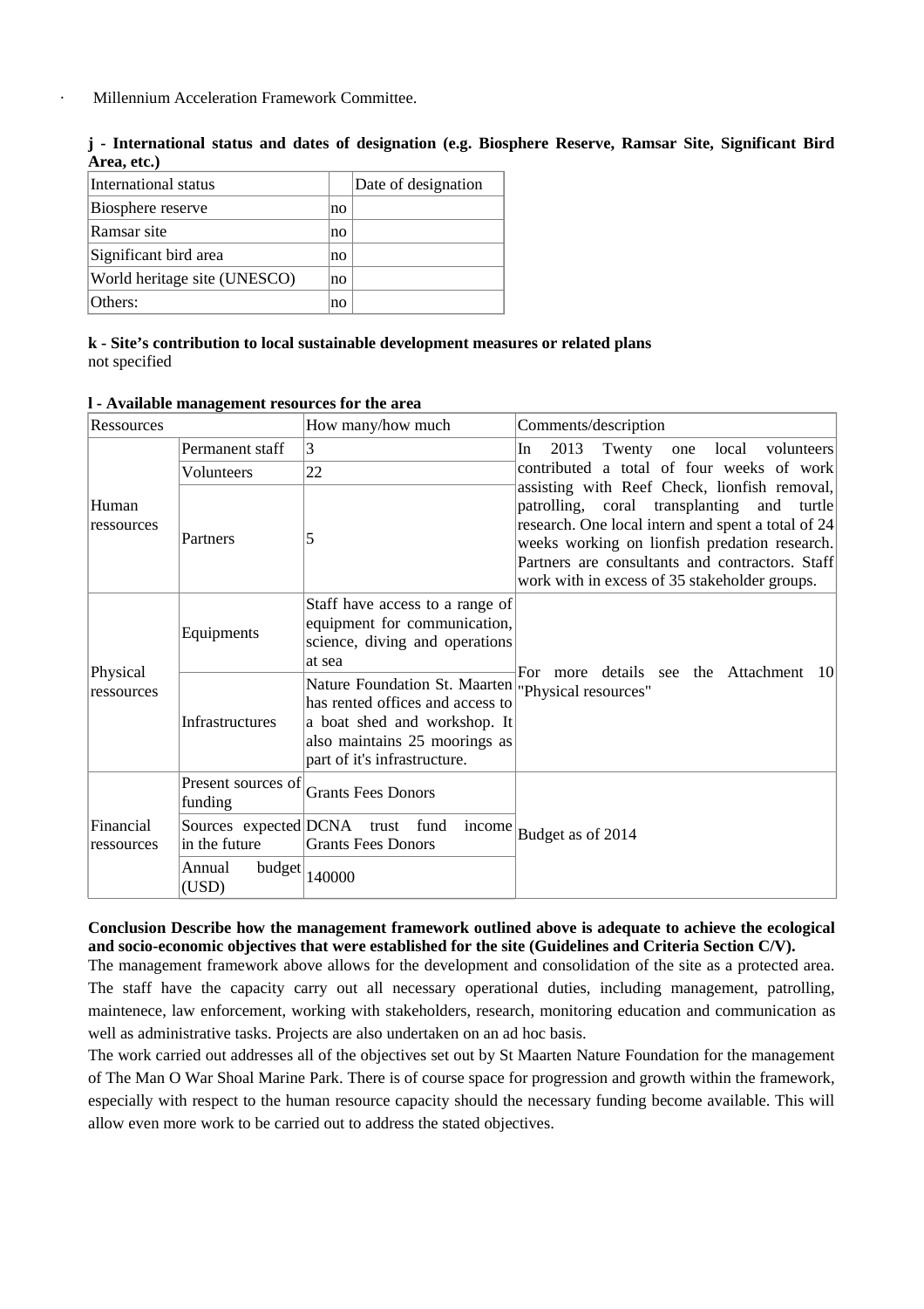- Millennium Acceleration Framework Committee.

**j - International status and dates of designation (e.g. Biosphere Reserve, Ramsar Site, Significant Bird Area, etc.)**

| International status | | Date of designation |
|---|---|---|
| Biosphere reserve | no | |
| Ramsar site | no | |
| Significant bird area | no | |
| World heritage site (UNESCO) | no | |
| Others: | no | |

**k - Site's contribution to local sustainable development measures or related plans**

not specified

**l - Available management resources for the area**

| Ressources | | How many/how much | Comments/description |
|---|---|---|---|
| Human ressources | Permanent staff | 3 | In 2013 Twenty one local volunteers contributed a total of four weeks of work assisting with Reef Check, lionfish removal, patrolling, coral transplanting and turtle research. One local intern and spent a total of 24 weeks working on lionfish predation research. Partners are consultants and contractors. Staff work with in excess of 35 stakeholder groups. |
| | Volunteers | 22 | |
| | Partners | 5 | |
| Physical ressources | Equipments | Staff have access to a range of equipment for communication, science, diving and operations at sea | For more details see the Attachment 10 "Physical resources" |
| | Infrastructures | Nature Foundation St. Maarten has rented offices and access to a boat shed and workshop. It also maintains 25 moorings as part of it's infrastructure. | |
| Financial ressources | Present sources of funding | Grants Fees Donors | Budget as of 2014 |
| | Sources expected in the future | DCNA trust fund income Grants Fees Donors | |
| | Annual budget (USD) | 140000 | |

**Conclusion Describe how the management framework outlined above is adequate to achieve the ecological and socio-economic objectives that were established for the site (Guidelines and Criteria Section C/V).**

The management framework above allows for the development and consolidation of the site as a protected area. The staff have the capacity carry out all necessary operational duties, including management, patrolling, maintenece, law enforcement, working with stakeholders, research, monitoring education and communication as well as administrative tasks. Projects are also undertaken on an ad hoc basis.

The work carried out addresses all of the objectives set out by St Maarten Nature Foundation for the management of The Man O War Shoal Marine Park. There is of course space for progression and growth within the framework, especially with respect to the human resource capacity should the necessary funding become available. This will allow even more work to be carried out to address the stated objectives.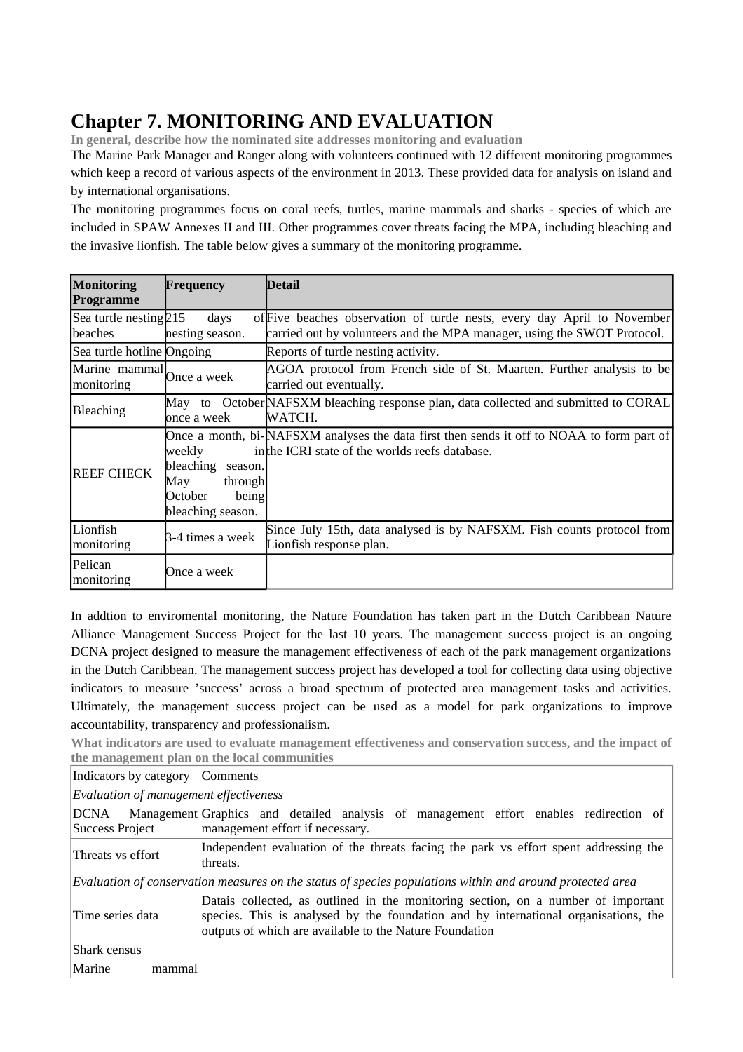# Chapter 7. MONITORING AND EVALUATION

**In general, describe how the nominated site addresses monitoring and evaluation**

The Marine Park Manager and Ranger along with volunteers continued with 12 different monitoring programmes which keep a record of various aspects of the environment in 2013. These provided data for analysis on island and by international organisations.

The monitoring programmes focus on coral reefs, turtles, marine mammals and sharks - species of which are included in SPAW Annexes II and III. Other programmes cover threats facing the MPA, including bleaching and the invasive lionfish. The table below gives a summary of the monitoring programme.

| Monitoring Programme | Frequency | Detail |
|---|---|---|
| Sea turtle nesting beaches | 215 days of nesting season. | Five beaches observation of turtle nests, every day April to November carried out by volunteers and the MPA manager, using the SWOT Protocol. |
| Sea turtle hotline | Ongoing | Reports of turtle nesting activity. |
| Marine mammal monitoring | Once a week | AGOA protocol from French side of St. Maarten. Further analysis to be carried out eventually. |
| Bleaching | May to October once a week | NAFSXM bleaching response plan, data collected and submitted to CORAL WATCH. |
| REEF CHECK | Once a month, bi-weekly in bleaching season. May through October being bleaching season. | NAFSXM analyses the data first then sends it off to NOAA to form part of the ICRI state of the worlds reefs database. |
| Lionfish monitoring | 3-4 times a week | Since July 15th, data analysed is by NAFSXM. Fish counts protocol from Lionfish response plan. |
| Pelican monitoring | Once a week | |

In addtion to enviromental monitoring, the Nature Foundation has taken part in the Dutch Caribbean Nature Alliance Management Success Project for the last 10 years. The management success project is an ongoing DCNA project designed to measure the management effectiveness of each of the park management organizations in the Dutch Caribbean. The management success project has developed a tool for collecting data using objective indicators to measure 'success' across a broad spectrum of protected area management tasks and activities. Ultimately, the management success project can be used as a model for park organizations to improve accountability, transparency and professionalism.

**What indicators are used to evaluate management effectiveness and conservation success, and the impact of the management plan on the local communities**

| Indicators by category | Comments |
|---|---|
| *Evaluation of management effectiveness* | |
| DCNA Management Success Project | Graphics and detailed analysis of management effort enables redirection of management effort if necessary. |
| Threats vs effort | Independent evaluation of the threats facing the park vs effort spent addressing the threats. |
| *Evaluation of conservation measures on the status of species populations within and around protected area* | |
| Time series data | Datais collected, as outlined in the monitoring section, on a number of important species. This is analysed by the foundation and by international organisations, the outputs of which are available to the Nature Foundation |
| Shark census | |
| Marine mammal | |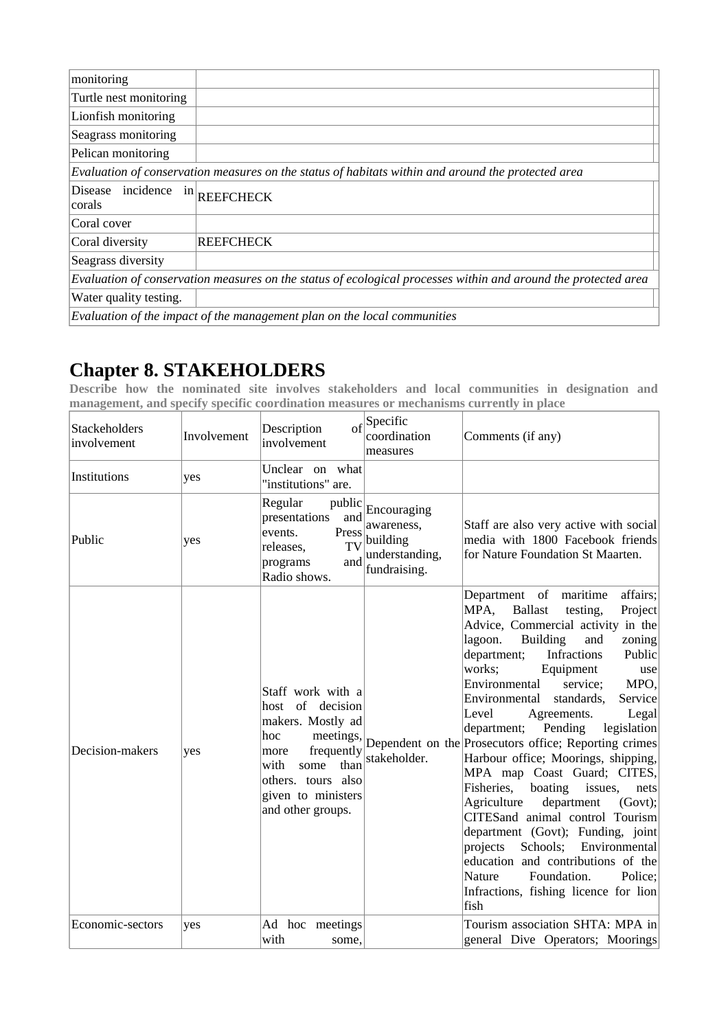| monitoring | |
|---|---|
| Turtle nest monitoring | |
| Lionfish monitoring | |
| Seagrass monitoring | |
| Pelican monitoring | |
| *Evaluation of conservation measures on the status of habitats within and around the protected area* | |
| Disease incidence in corals | REEFCHECK |
| Coral cover | |
| Coral diversity | REEFCHECK |
| Seagrass diversity | |
| *Evaluation of conservation measures on the status of ecological processes within and around the protected area* | |
| Water quality testing. | |
| *Evaluation of the impact of the management plan on the local communities* | |

# Chapter 8. STAKEHOLDERS

**Describe how the nominated site involves stakeholders and local communities in designation and management, and specify specific coordination measures or mechanisms currently in place**

| Stackeholders involvement | Involvement | Description of involvement | Specific coordination measures | Comments (if any) |
|---|---|---|---|---|
| Institutions | yes | Unclear on what "institutions" are. | | |
| Public | yes | Regular public presentations and events. Press releases, TV programs and Radio shows. | Encouraging awareness, building understanding, fundraising. | Staff are also very active with social media with 1800 Facebook friends for Nature Foundation St Maarten. |
| Decision-makers | yes | Staff work with a host of decision makers. Mostly ad hoc meetings, more frequently with some than others. tours also given to ministers and other groups. | Dependent on the stakeholder. | Department of maritime affairs; MPA, Ballast testing, Project Advice, Commercial activity in the lagoon. Building and zoning department; Infractions Public works; Equipment use Environmental service; MPO, Environmental standards, Service Level Agreements. Legal department; Pending legislation Prosecutors office; Reporting crimes Harbour office; Moorings, shipping, MPA map Coast Guard; CITES, Fisheries, boating issues, nets Agriculture department (Govt); CITESand animal control Tourism department (Govt); Funding, joint projects Schools; Environmental education and contributions of the Nature Foundation. Police; Infractions, fishing licence for lion fish |
| Economic-sectors | yes | Ad hoc meetings with some, | | Tourism association SHTA: MPA in general Dive Operators; Moorings |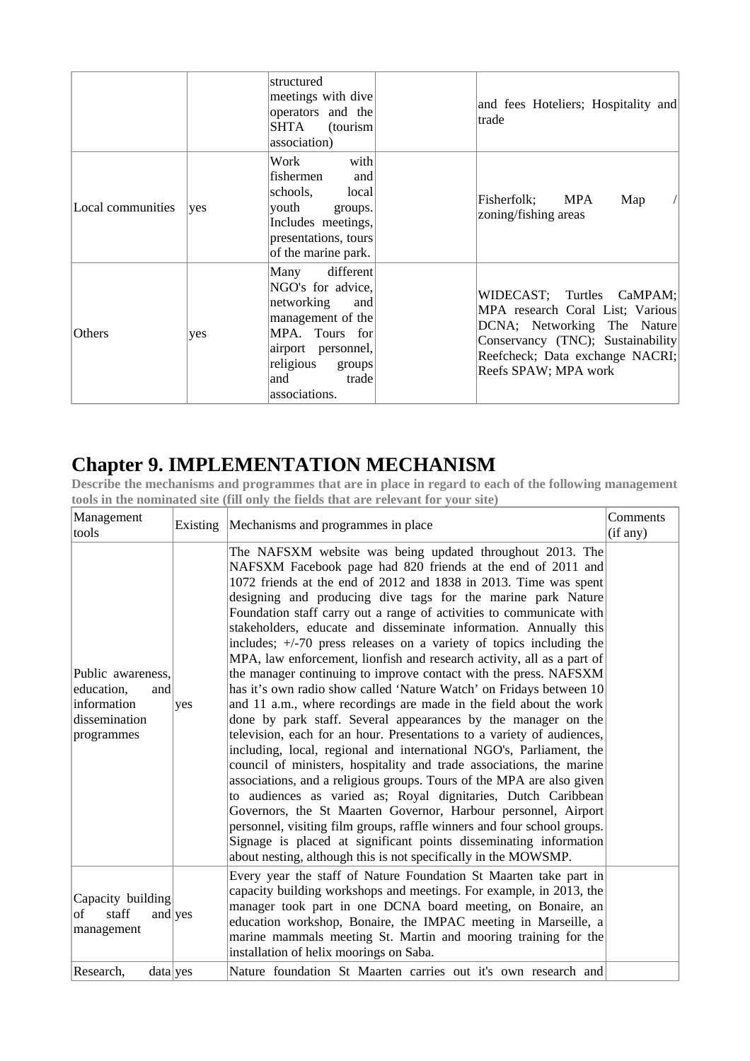| | | structured meetings with dive operators and the SHTA (tourism association) | | and fees Hoteliers; Hospitality and trade |
|---|---|---|---|---|
| Local communities | yes | Work with fishermen and schools, local youth groups. Includes meetings, presentations, tours of the marine park. | | Fisherfolk; MPA Map / zoning/fishing areas |
| Others | yes | Many different NGO's for advice, networking and management of the MPA. Tours for airport personnel, religious groups and trade associations. | | WIDECAST; Turtles CaMPAM; MPA research Coral List; Various DCNA; Networking The Nature Conservancy (TNC); Sustainability Reefcheck; Data exchange NACRI; Reefs SPAW; MPA work |

## Chapter 9. IMPLEMENTATION MECHANISM

**Describe the mechanisms and programmes that are in place in regard to each of the following management tools in the nominated site (fill only the fields that are relevant for your site)**

| Management tools | Existing | Mechanisms and programmes in place | Comments (if any) |
|---|---|---|---|
| Public awareness, education, and information dissemination programmes | yes | The NAFSXM website was being updated throughout 2013. The NAFSXM Facebook page had 820 friends at the end of 2011 and 1072 friends at the end of 2012 and 1838 in 2013. Time was spent designing and producing dive tags for the marine park Nature Foundation staff carry out a range of activities to communicate with stakeholders, educate and disseminate information. Annually this includes; +/-70 press releases on a variety of topics including the MPA, law enforcement, lionfish and research activity, all as a part of the manager continuing to improve contact with the press. NAFSXM has it's own radio show called 'Nature Watch' on Fridays between 10 and 11 a.m., where recordings are made in the field about the work done by park staff. Several appearances by the manager on the television, each for an hour. Presentations to a variety of audiences, including, local, regional and international NGO's, Parliament, the council of ministers, hospitality and trade associations, the marine associations, and a religious groups. Tours of the MPA are also given to audiences as varied as; Royal dignitaries, Dutch Caribbean Governors, the St Maarten Governor, Harbour personnel, Airport personnel, visiting film groups, raffle winners and four school groups. Signage is placed at significant points disseminating information about nesting, although this is not specifically in the MOWSMP. | |
| Capacity building of staff and management | yes | Every year the staff of Nature Foundation St Maarten take part in capacity building workshops and meetings. For example, in 2013, the manager took part in one DCNA board meeting, on Bonaire, an education workshop, Bonaire, the IMPAC meeting in Marseille, a marine mammals meeting St. Martin and mooring training for the installation of helix moorings on Saba. | |
| Research, data | yes | Nature foundation St Maarten carries out it's own research and | |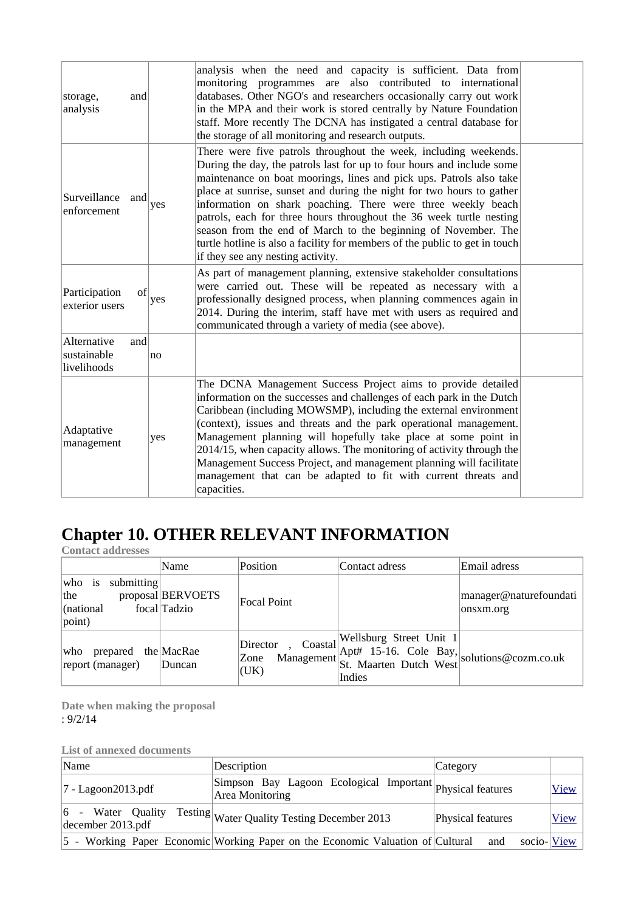| | | | |
|---|---|---|---|
| storage, and analysis | | analysis when the need and capacity is sufficient. Data from monitoring programmes are also contributed to international databases. Other NGO's and researchers occasionally carry out work in the MPA and their work is stored centrally by Nature Foundation staff. More recently The DCNA has instigated a central database for the storage of all monitoring and research outputs. | |
| Surveillance and enforcement | yes | There were five patrols throughout the week, including weekends. During the day, the patrols last for up to four hours and include some maintenance on boat moorings, lines and pick ups. Patrols also take place at sunrise, sunset and during the night for two hours to gather information on shark poaching. There were three weekly beach patrols, each for three hours throughout the 36 week turtle nesting season from the end of March to the beginning of November. The turtle hotline is also a facility for members of the public to get in touch if they see any nesting activity. | |
| Participation of exterior users | yes | As part of management planning, extensive stakeholder consultations were carried out. These will be repeated as necessary with a professionally designed process, when planning commences again in 2014. During the interim, staff have met with users as required and communicated through a variety of media (see above). | |
| Alternative and sustainable livelihoods | no | | |
| Adaptative management | yes | The DCNA Management Success Project aims to provide detailed information on the successes and challenges of each park in the Dutch Caribbean (including MOWSMP), including the external environment (context), issues and threats and the park operational management. Management planning will hopefully take place at some point in 2014/15, when capacity allows. The monitoring of activity through the Management Success Project, and management planning will facilitate management that can be adapted to fit with current threats and capacities. | |

# Chapter 10. OTHER RELEVANT INFORMATION

**Contact addresses**

| | Name | Position | Contact adress | Email adress |
|---|---|---|---|---|
| who is submitting the proposal (national focal point) | BERVOETS Tadzio | Focal Point | | manager@naturefoundationsxm.org |
| who prepared the report (manager) | MacRae Duncan | Director , Coastal Zone Management (UK) | Wellsburg Street Unit 1 Apt# 15-16. Cole Bay, St. Maarten Dutch West Indies | solutions@cozm.co.uk |

**Date when making the proposal**

: 9/2/14

**List of annexed documents**

| Name | Description | Category | |
|---|---|---|---|
| 7 - Lagoon2013.pdf | Simpson Bay Lagoon Ecological Important Area Monitoring | Physical features | View |
| 6 - Water Quality Testing december 2013.pdf | Water Quality Testing December 2013 | Physical features | View |
| 5 - Working Paper Economic | Working Paper on the Economic Valuation of | Cultural and socio- | View |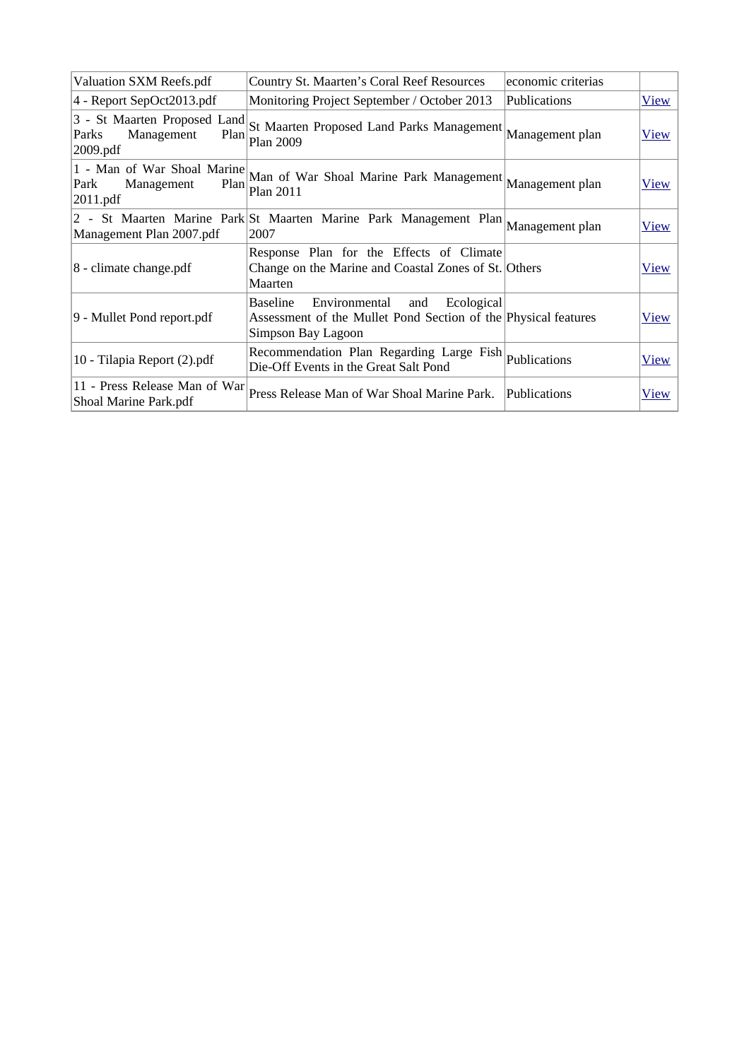| | | | |
|---|---|---|---|
| Valuation SXM Reefs.pdf | Country St. Maarten's Coral Reef Resources | economic criterias | |
| 4 - Report SepOct2013.pdf | Monitoring Project September / October 2013 | Publications | View |
| 3 - St Maarten Proposed Land Parks Management Plan 2009.pdf | St Maarten Proposed Land Parks Management Plan 2009 | Management plan | View |
| 1 - Man of War Shoal Marine Park Management Plan 2011.pdf | Man of War Shoal Marine Park Management Plan 2011 | Management plan | View |
| 2 - St Maarten Marine Park Management Plan 2007.pdf | St Maarten Marine Park Management Plan 2007 | Management plan | View |
| 8 - climate change.pdf | Response Plan for the Effects of Climate Change on the Marine and Coastal Zones of St. Maarten | Others | View |
| 9 - Mullet Pond report.pdf | Baseline Environmental and Ecological Assessment of the Mullet Pond Section of the Simpson Bay Lagoon | Physical features | View |
| 10 - Tilapia Report (2).pdf | Recommendation Plan Regarding Large Fish Die-Off Events in the Great Salt Pond | Publications | View |
| 11 - Press Release Man of War Shoal Marine Park.pdf | Press Release Man of War Shoal Marine Park. | Publications | View |